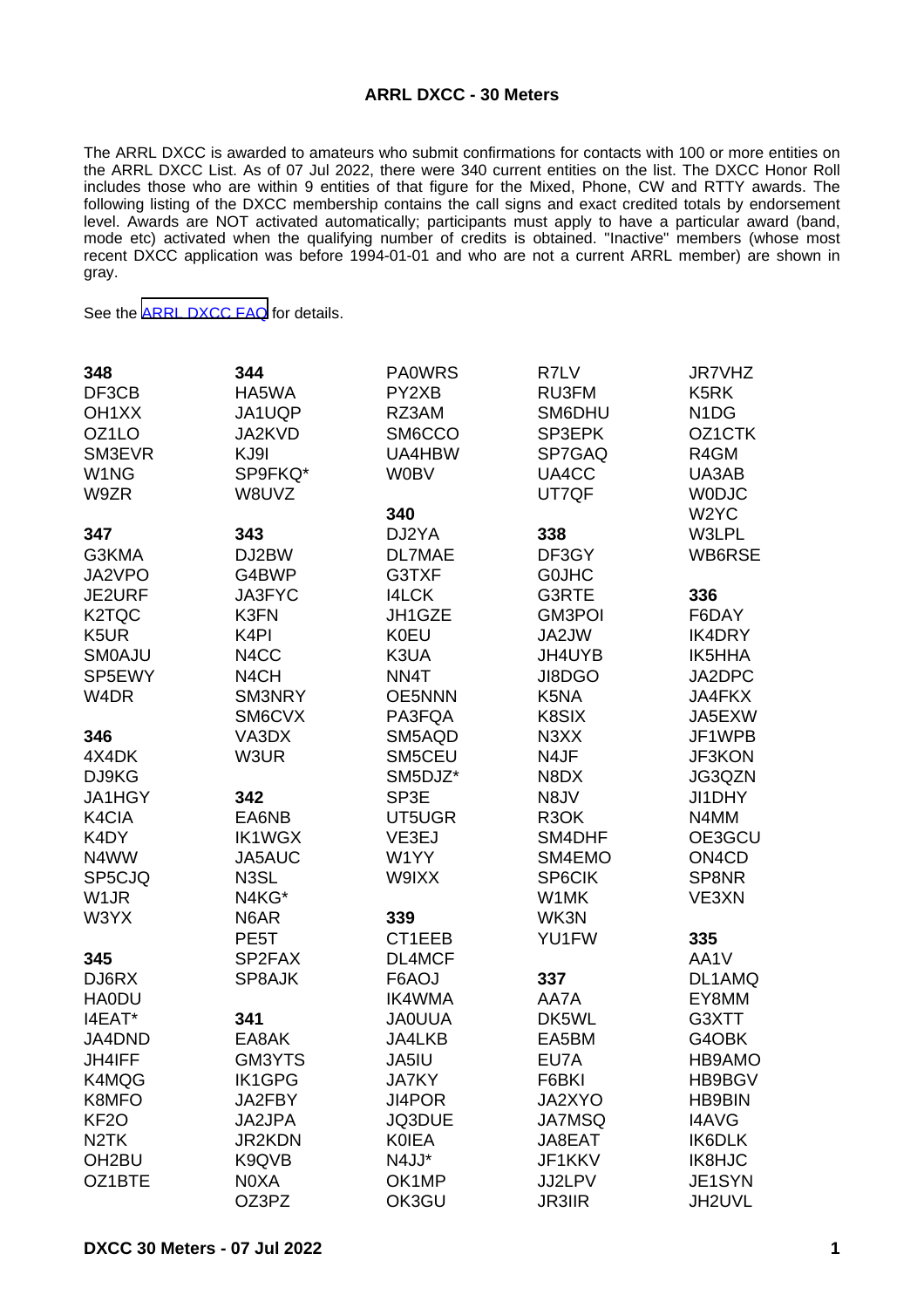# ARRL DXCC - 30 Meters

The ARRL DXCC is awarded to amateurs who submit confirmations for contacts with 100 or more entities on the ARRL DXCC List. As of 07 Jul 2022, there were 340 current entities on the list. The DXCC Honor Roll includes those who are within 9 entities of that figure for the Mixed, Phone, CW and RTTY awards. The following listing of the DXCC membership contains the call signs and exact credited totals by endorsement level. Awards are NOT activated automatically; participants must apply to have a particular award (band, mode etc) activated when the qualifying number of credits is obtained. "Inactive" members (whose most recent DXCC application was before 1994-01-01 and who are not a current ARRL member) are shown in gray.

See the [ARRL DXCC FAQ] for details.

**348**
DF3CB
OH1XX
OZ1LO
SM3EVR
W1NG
W9ZR

**347**
G3KMA
JA2VPO
JE2URF
K2TQC
K5UR
SM0AJU
SP5EWY
W4DR

**346**
4X4DK
DJ9KG
JA1HGY
K4CIA
K4DY
N4WW
SP5CJQ
W1JR
W3YX

**345**
DJ6RX
HA0DU
I4EAT*
JA4DND
JH4IFF
K4MQG
K8MFO
KF2O
N2TK
OH2BU
OZ1BTE

**344**
HA5WA
JA1UQP
JA2KVD
KJ9I
SP9FKQ*
W8UVZ

**343**
DJ2BW
G4BWP
JA3FYC
K3FN
K4PI
N4CC
N4CH
SM3NRY
SM6CVX
VA3DX
W3UR

**342**
EA6NB
IK1WGX
JA5AUC
N3SL
N4KG*
N6AR
PE5T
SP2FAX
SP8AJK

**341**
EA8AK
GM3YTS
IK1GPG
JA2FBY
JA2JPA
JR2KDN
K9QVB
N0XA
OZ3PZ
PA0WRS
PY2XB
RZ3AM
SM6CCO
UA4HBW
W0BV

**340**
DJ2YA
DL7MAE
G3TXF
I4LCK
JH1GZE
K0EU
K3UA
NN4T
OE5NNN
PA3FQA
SM5AQD
SM5CEU
SM5DJZ*
SP3E
UT5UGR
VE3EJ
W1YY
W9IXX

**339**
CT1EEB
DL4MCF
F6AOJ
IK4WMA
JA0UUA
JA4LKB
JA5IU
JA7KY
JI4POR
JQ3DUE
K0IEA
N4JJ*
OK1MP
OK3GU
R7LV
RU3FM
SM6DHU
SP3EPK
SP7GAQ
UA4CC
UT7QF

**338**
DF3GY
G0JHC
G3RTE
GM3POI
JA2JW
JH4UYB
JI8DGO
K5NA
K8SIX
N3XX
N4JF
N8DX
N8JV
R3OK
SM4DHF
SM4EMO
SP6CIK
W1MK
WK3N
YU1FW

**337**
AA7A
DK5WL
EA5BM
EU7A
F6BKI
JA2XYO
JA7MSQ
JA8EAT
JF1KKV
JJ2LPV
JR3IIR
JR7VHZ
K5RK
N1DG
OZ1CTK
R4GM
UA3AB
W0DJC
W2YC
W3LPL
WB6RSE

**336**
F6DAY
IK4DRY
IK5HHA
JA2DPC
JA4FKX
JA5EXW
JF1WPB
JF3KON
JG3QZN
JI1DHY
N4MM
OE3GCU
ON4CD
SP8NR
VE3XN

**335**
AA1V
DL1AMQ
EY8MM
G3XTT
G4OBK
HB9AMO
HB9BGV
HB9BIN
I4AVG
IK6DLK
IK8HJC
JE1SYN
JH2UVL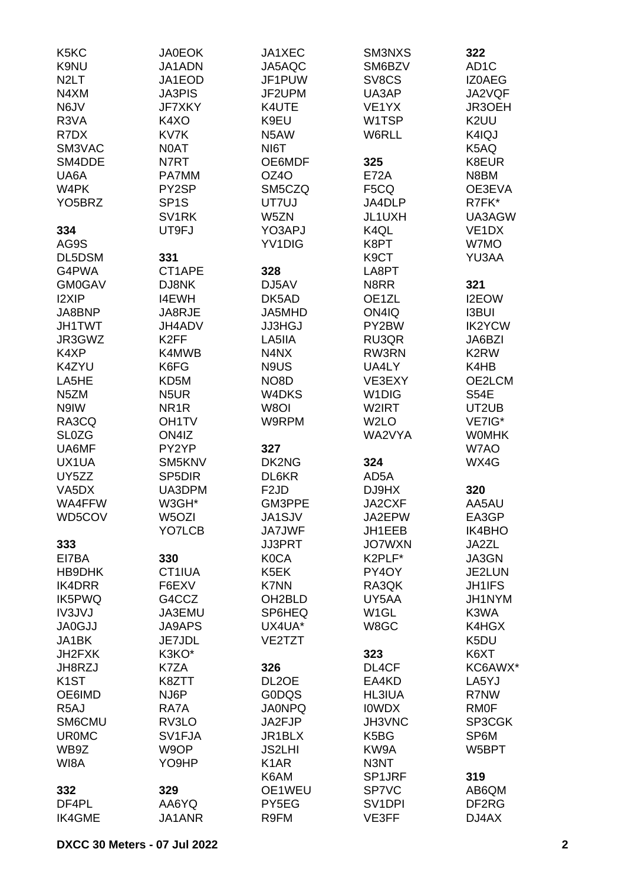K5KC
K9NU
N2LT
N4XM
N6JV
R3VA
R7DX
SM3VAC
SM4DDE
UA6A
W4PK
YO5BRZ

**334**
AG9S
DL5DSM
G4PWA
GM0GAV
I2XIP
JA8BNP
JH1TWT
JR3GWZ
K4XP
K4ZYU
LA5HE
N5ZM
N9IW
RA3CQ
SL0ZG
UA6MF
UX1UA
UY5ZZ
VA5DX
WA4FFW
WD5COV

**333**
EI7BA
HB9DHK
IK4DRR
IK5PWQ
IV3JVJ
JA0GJJ
JA1BK
JH2FXK
JH8RZJ
K1ST
OE6IMD
R5AJ
SM6CMU
UR0MC
WB9Z
WI8A

**332**
DF4PL
IK4GME
JA0EOK
JA1ADN
JA1EOD
JA3PIS
JF7XKY
K4XO
KV7K
N0AT
N7RT
PA7MM
PY2SP
SP1S
SV1RK
UT9FJ

**331**
CT1APE
DJ8NK
I4EWH
JA8RJE
JH4ADV
K2FF
K4MWB
K6FG
KD5M
N5UR
NR1R
OH1TV
ON4IZ
PY2YP
SM5KNV
SP5DIR
UA3DPM
W3GH*
W5OZI
YO7LCB

**330**
CT1IUA
F6EXV
G4CCZ
JA3EMU
JA9APS
JE7JDL
K3KO*
K7ZA
K8ZTT
NJ6P
RA7A
RV3LO
SV1FJA
W9OP
YO9HP

**329**
AA6YQ
JA1ANR
JA1XEC
JA5AQC
JF1PUW
JF2UPM
K4UTE
K9EU
N5AW
NI6T
OE6MDF
OZ4O
SM5CZQ
UT7UJ
W5ZN
YO3APJ
YV1DIG

**328**
DJ5AV
DK5AD
JA5MHD
JJ3HGJ
LA5IIA
N4NX
N9US
NO8D
W4DKS
W8OI
W9RPM

**327**
DK2NG
DL6KR
F2JD
GM3PPE
JA1SJV
JA7JWF
JJ3PRT
K0CA
K5EK
K7NN
OH2BLD
SP6HEQ
UX4UA*
VE2TZT

**326**
DL2OE
G0DQS
JA0NPQ
JA2FJP
JR1BLX
JS2LHI
K1AR
K6AM
OE1WEU
PY5EG
R9FM
SM3NXS
SM6BZV
SV8CS
UA3AP
VE1YX
W1TSP
W6RLL

**325**
E72A
F5CQ
JA4DLP
JL1UXH
K4QL
K8PT
K9CT
LA8PT
N8RR
OE1ZL
ON4IQ
PY2BW
RU3QR
RW3RN
UA4LY
VE3EXY
W1DIG
W2IRT
W2LO
WA2VYA

**324**
AD5A
DJ9HX
JA2CXF
JA2EPW
JH1EEB
JO7WXN
K2PLF*
PY4OY
RA3QK
UY5AA
W1GL
W8GC

**323**
DL4CF
EA4KD
HL3IUA
I0WDX
JH3VNC
K5BG
KW9A
N3NT
SP1JRF
SP7VC
SV1DPI
VE3FF

**322**
AD1C
IZ0AEG
JA2VQF
JR3OEH
K2UU
K4IQJ
K5AQ
K8EUR
N8BM
OE3EVA
R7FK*
UA3AGW
VE1DX
W7MO
YU3AA

**321**
I2EOW
I3BUI
IK2YCW
JA6BZI
K2RW
K4HB
OE2LCM
S54E
UT2UB
VE7IG*
W0MHK
W7AO
WX4G

**320**
AA5AU
EA3GP
IK4BHO
JA2ZL
JA3GN
JE2LUN
JH1IFS
JH1NYM
K3WA
K4HGX
K5DU
K6XT
KC6AWX*
LA5YJ
R7NW
RM0F
SP3CGK
SP6M
W5BPT

**319**
AB6QM
DF2RG
DJ4AX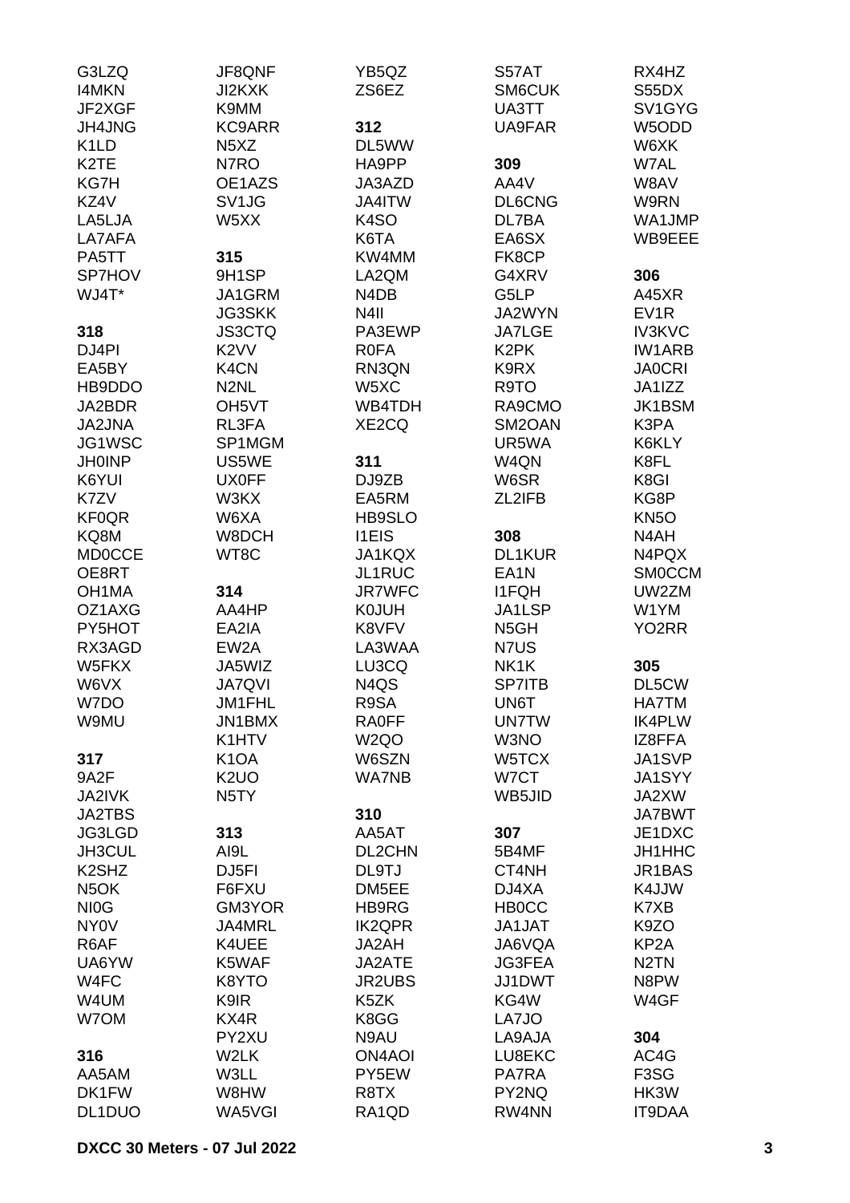G3LZQ
I4MKN
JF2XGF
JH4JNG
K1LD
K2TE
KG7H
KZ4V
LA5LJA
LA7AFA
PA5TT
SP7HOV
WJ4T*

**318**
DJ4PI
EA5BY
HB9DDO
JA2BDR
JA2JNA
JG1WSC
JH0INP
K6YUI
K7ZV
KF0QR
KQ8M
MD0CCE
OE8RT
OH1MA
OZ1AXG
PY5HOT
RX3AGD
W5FKX
W6VX
W7DO
W9MU

**317**
9A2F
JA2IVK
JA2TBS
JG3LGD
JH3CUL
K2SHZ
N5OK
NI0G
NY0V
R6AF
UA6YW
W4FC
W4UM
W7OM

**316**
AA5AM
DK1FW
DL1DUO

JF8QNF
JI2KXK
K9MM
KC9ARR
N5XZ
N7RO
OE1AZS
SV1JG
W5XX

**315**
9H1SP
JA1GRM
JG3SKK
JS3CTQ
K2VV
K4CN
N2NL
OH5VT
RL3FA
SP1MGM
US5WE
UX0FF
W3KX
W6XA
W8DCH
WT8C

**314**
AA4HP
EA2IA
EW2A
JA5WIZ
JA7QVI
JM1FHL
JN1BMX
K1HTV
K1OA
K2UO
N5TY

**313**
AI9L
DJ5FI
F6FXU
GM3YOR
JA4MRL
K4UEE
K5WAF
K8YTO
K9IR
KX4R
PY2XU
W2LK
W3LL
W8HW
WA5VGI

YB5QZ
ZS6EZ

**312**
DL5WW
HA9PP
JA3AZD
JA4ITW
K4SO
K6TA
KW4MM
LA2QM
N4DB
N4II
PA3EWP
R0FA
RN3QN
W5XC
WB4TDH
XE2CQ

**311**
DJ9ZB
EA5RM
HB9SLO
I1EIS
JA1KQX
JL1RUC
JR7WFC
K0JUH
K8VFV
LA3WAA
LU3CQ
N4QS
R9SA
RA0FF
W2QO
W6SZN
WA7NB

**310**
AA5AT
DL2CHN
DL9TJ
DM5EE
HB9RG
IK2QPR
JA2AH
JA2ATE
JR2UBS
K5ZK
K8GG
N9AU
ON4AOI
PY5EW
R8TX
RA1QD

S57AT
SM6CUK
UA3TT
UA9FAR

**309**
AA4V
DL6CNG
DL7BA
EA6SX
FK8CP
G4XRV
G5LP
JA2WYN
JA7LGE
K2PK
K9RX
R9TO
RA9CMO
SM2OAN
UR5WA
W4QN
W6SR
ZL2IFB

**308**
DL1KUR
EA1N
I1FQH
JA1LSP
N5GH
N7US
NK1K
SP7ITB
UN6T
UN7TW
W3NO
W5TCX
W7CT
WB5JID

**307**
5B4MF
CT4NH
DJ4XA
HB0CC
JA1JAT
JA6VQA
JG3FEA
JJ1DWT
KG4W
LA7JO
LA9AJA
LU8EKC
PA7RA
PY2NQ
RW4NN

RX4HZ
S55DX
SV1GYG
W5ODD
W6XK
W7AL
W8AV
W9RN
WA1JMP
WB9EEE

**306**
A45XR
EV1R
IV3KVC
IW1ARB
JA0CRI
JA1IZZ
JK1BSM
K3PA
K6KLY
K8FL
K8GI
KG8P
KN5O
N4AH
N4PQX
SM0CCM
UW2ZM
W1YM
YO2RR

**305**
DL5CW
HA7TM
IK4PLW
IZ8FFA
JA1SVP
JA1SYY
JA2XW
JA7BWT
JE1DXC
JH1HHC
JR1BAS
K4JJW
K7XB
K9ZO
KP2A
N2TN
N8PW
W4GF

**304**
AC4G
F3SG
HK3W
IT9DAA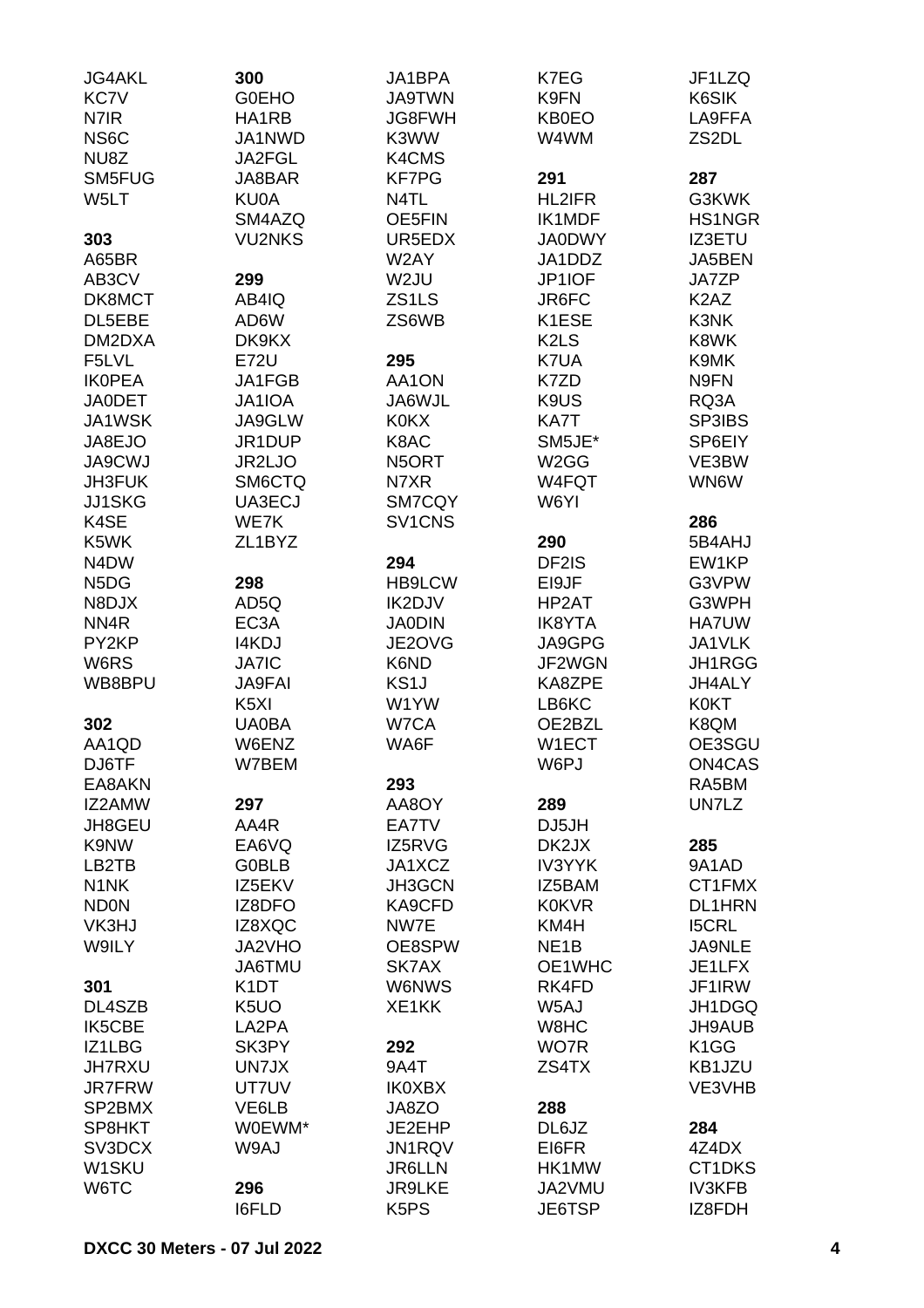JG4AKL
KC7V
N7IR
NS6C
NU8Z
SM5FUG
W5LT

**303**
A65BR
AB3CV
DK8MCT
DL5EBE
DM2DXA
F5LVL
IK0PEA
JA0DET
JA1WSK
JA8EJO
JA9CWJ
JH3FUK
JJ1SKG
K4SE
K5WK
N4DW
N5DG
N8DJX
NN4R
PY2KP
W6RS
WB8BPU

**302**
AA1QD
DJ6TF
EA8AKN
IZ2AMW
JH8GEU
K9NW
LB2TB
N1NK
ND0N
VK3HJ
W9ILY

**301**
DL4SZB
IK5CBE
IZ1LBG
JH7RXU
JR7FRW
SP2BMX
SP8HKT
SV3DCX
W1SKU
W6TC

**300**
G0EHO
HA1RB
JA1NWD
JA2FGL
JA8BAR
KU0A
SM4AZQ
VU2NKS

**299**
AB4IQ
AD6W
DK9KX
E72U
JA1FGB
JA1IOA
JA9GLW
JR1DUP
JR2LJO
SM6CTQ
UA3ECJ
WE7K
ZL1BYZ

**298**
AD5Q
EC3A
I4KDJ
JA7IC
JA9FAI
K5XI
UA0BA
W6ENZ
W7BEM

**297**
AA4R
EA6VQ
G0BLB
IZ5EKV
IZ8DFO
IZ8XQC
JA2VHO
JA6TMU
K1DT
K5UO
LA2PA
SK3PY
UN7JX
UT7UV
VE6LB
W0EWM*
W9AJ

**296**
I6FLD

JA1BPA
JA9TWN
JG8FWH
K3WW
K4CMS
KF7PG
N4TL
OE5FIN
UR5EDX
W2AY
W2JU
ZS1LS
ZS6WB

**295**
AA1ON
JA6WJL
K0KX
K8AC
N5ORT
N7XR
SM7CQY
SV1CNS

**294**
HB9LCW
IK2DJV
JA0DIN
JE2OVG
K6ND
KS1J
W1YW
W7CA
WA6F

**293**
AA8OY
EA7TV
IZ5RVG
JA1XCZ
JH3GCN
KA9CFD
NW7E
OE8SPW
SK7AX
W6NWS
XE1KK

**292**
9A4T
IK0XBX
JA8ZO
JE2EHP
JN1RQV
JR6LLN
JR9LKE
K5PS

K7EG
K9FN
KB0EO
W4WM

**291**
HL2IFR
IK1MDF
JA0DWY
JA1DDZ
JP1IOF
JR6FC
K1ESE
K2LS
K7UA
K7ZD
K9US
KA7T
SM5JE*
W2GG
W4FQT
W6YI

**290**
DF2IS
EI9JF
HP2AT
IK8YTA
JA9GPG
JF2WGN
KA8ZPE
LB6KC
OE2BZL
W1ECT
W6PJ

**289**
DJ5JH
DK2JX
IV3YYK
IZ5BAM
K0KVR
KM4H
NE1B
OE1WHC
RK4FD
W5AJ
W8HC
WO7R
ZS4TX

**288**
DL6JZ
EI6FR
HK1MW
JA2VMU
JE6TSP

JF1LZQ
K6SIK
LA9FFA
ZS2DL

**287**
G3KWK
HS1NGR
IZ3ETU
JA5BEN
JA7ZP
K2AZ
K3NK
K8WK
K9MK
N9FN
RQ3A
SP3IBS
SP6EIY
VE3BW
WN6W

**286**
5B4AHJ
EW1KP
G3VPW
G3WPH
HA7UW
JA1VLK
JH1RGG
JH4ALY
K0KT
K8QM
OE3SGU
ON4CAS
RA5BM
UN7LZ

**285**
9A1AD
CT1FMX
DL1HRN
I5CRL
JA9NLE
JE1LFX
JF1IRW
JH1DGQ
JH9AUB
K1GG
KB1JZU
VE3VHB

**284**
4Z4DX
CT1DKS
IV3KFB
IZ8FDH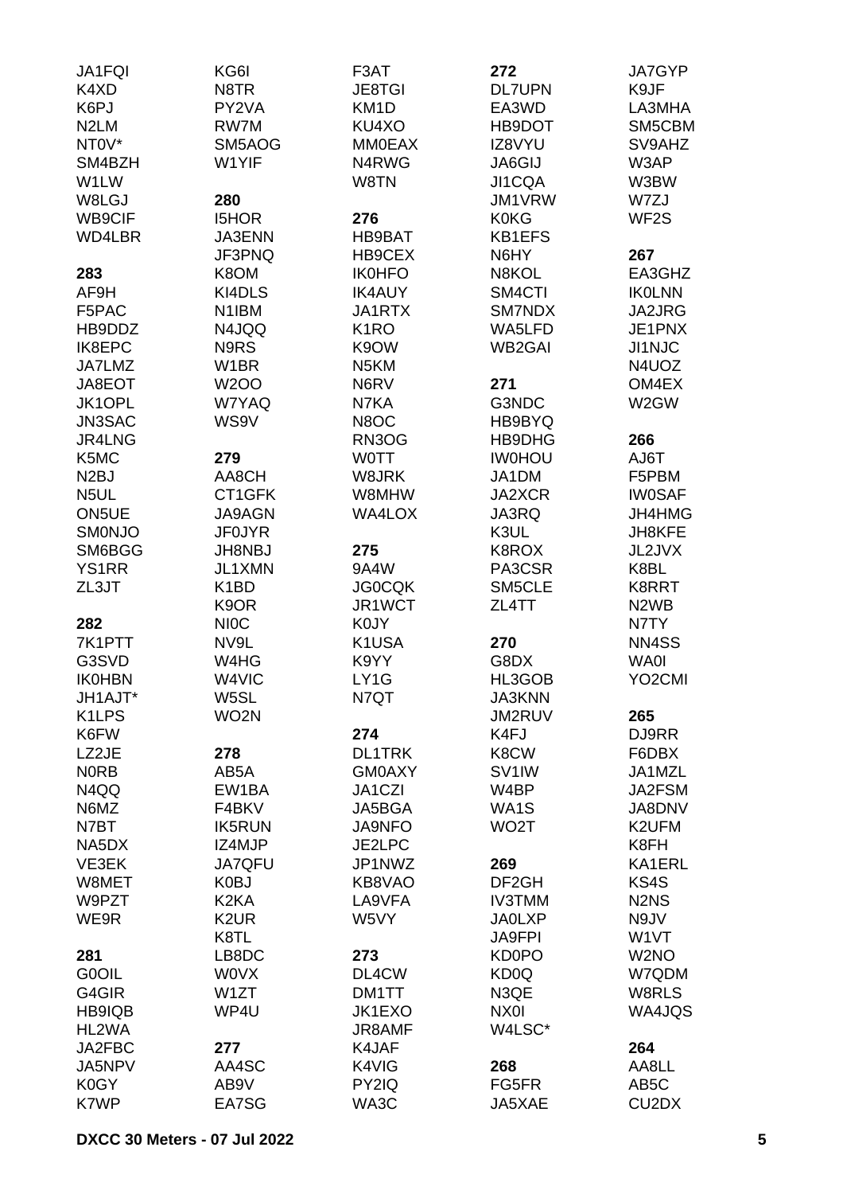JA1FQI
K4XD
K6PJ
N2LM
NT0V*
SM4BZH
W1LW
W8LGJ
WB9CIF
WD4LBR

**283**

AF9H
F5PAC
HB9DDZ
IK8EPC
JA7LMZ
JA8EOT
JK1OPL
JN3SAC
JR4LNG
K5MC
N2BJ
N5UL
ON5UE
SM0NJO
SM6BGG
YS1RR
ZL3JT

**282**

7K1PTT
G3SVD
IK0HBN
JH1AJT*
K1LPS
K6FW
LZ2JE
N0RB
N4QQ
N6MZ
N7BT
NA5DX
VE3EK
W8MET
W9PZT
WE9R

**281**

G0OIL
G4GIR
HB9IQB
HL2WA
JA2FBC
JA5NPV
K0GY
K7WP

KG6I
N8TR
PY2VA
RW7M
SM5AOG
W1YIF

**280**

I5HOR
JA3ENN
JF3PNQ
K8OM
KI4DLS
N1IBM
N4JQQ
N9RS
W1BR
W2OO
W7YAQ
WS9V

**279**

AA8CH
CT1GFK
JA9AGN
JF0JYR
JH8NBJ
JL1XMN
K1BD
K9OR
NI0C
NV9L
W4HG
W4VIC
W5SL
WO2N

**278**

AB5A
EW1BA
F4BKV
IK5RUN
IZ4MJP
JA7QFU
K0BJ
K2KA
K2UR
K8TL
LB8DC
W0VX
W1ZT
WP4U

**277**

AA4SC
AB9V
EA7SG

F3AT
JE8TGI
KM1D
KU4XO
MM0EAX
N4RWG
W8TN

**276**

HB9BAT
HB9CEX
IK0HFO
IK4AUY
JA1RTX
K1RO
K9OW
N5KM
N6RV
N7KA
N8OC
RN3OG
W0TT
W8JRK
W8MHW
WA4LOX

**275**

9A4W
JG0CQK
JR1WCT
K0JY
K1USA
K9YY
LY1G
N7QT

**274**

DL1TRK
GM0AXY
JA1CZI
JA5BGA
JA9NFO
JE2LPC
JP1NWZ
KB8VAO
LA9VFA
W5VY

**273**

DL4CW
DM1TT
JK1EXO
JR8AMF
K4JAF
K4VIG
PY2IQ
WA3C

**272**

DL7UPN
EA3WD
HB9DOT
IZ8VYU
JA6GIJ
JI1CQA
JM1VRW
K0KG
KB1EFS
N6HY
N8KOL
SM4CTI
SM7NDX
WA5LFD
WB2GAI

**271**

G3NDC
HB9BYQ
HB9DHG
IW0HOU
JA1DM
JA2XCR
JA3RQ
K3UL
K8ROX
PA3CSR
SM5CLE
ZL4TT

**270**

G8DX
HL3GOB
JA3KNN
JM2RUV
K4FJ
K8CW
SV1IW
W4BP
WA1S
WO2T

**269**

DF2GH
IV3TMM
JA0LXP
JA9FPI
KD0PO
KD0Q
N3QE
NX0I
W4LSC*

**268**

FG5FR
JA5XAE

JA7GYP
K9JF
LA3MHA
SM5CBM
SV9AHZ
W3AP
W3BW
W7ZJ
WF2S

**267**

EA3GHZ
IK0LNN
JA2JRG
JE1PNX
JI1NJC
N4UOZ
OM4EX
W2GW

**266**

AJ6T
F5PBM
IW0SAF
JH4HMG
JH8KFE
JL2JVX
K8BL
K8RRT
N2WB
N7TY
NN4SS
WA0I
YO2CMI

**265**

DJ9RR
F6DBX
JA1MZL
JA2FSM
JA8DNV
K2UFM
K8FH
KA1ERL
KS4S
N2NS
N9JV
W1VT
W2NO
W7QDM
W8RLS
WA4JQS

**264**

AA8LL
AB5C
CU2DX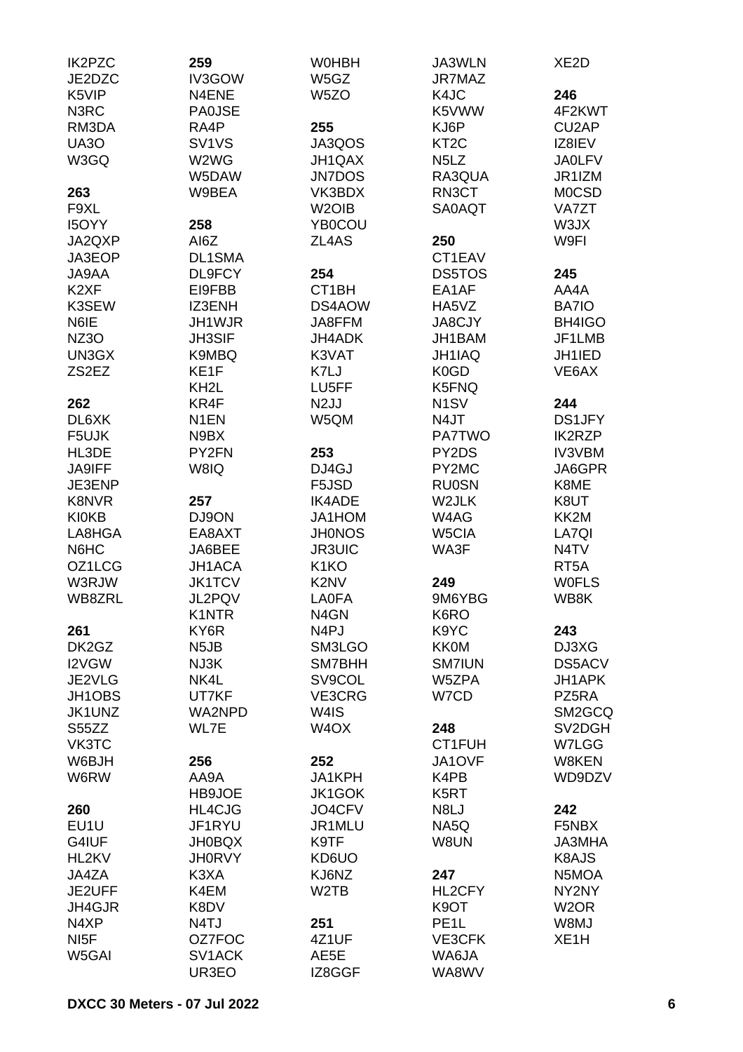IK2PZC
JE2DZC
K5VIP
N3RC
RM3DA
UA3O
W3GQ

**263**
F9XL
I5OYY
JA2QXP
JA3EOP
JA9AA
K2XF
K3SEW
N6IE
NZ3O
UN3GX
ZS2EZ

**262**
DL6XK
F5UJK
HL3DE
JA9IFF
JE3ENP
K8NVR
KI0KB
LA8HGA
N6HC
OZ1LCG
W3RJW
WB8ZRL

**261**
DK2GZ
I2VGW
JE2VLG
JH1OBS
JK1UNZ
S55ZZ
VK3TC
W6BJH
W6RW

**260**
EU1U
G4IUF
HL2KV
JA4ZA
JE2UFF
JH4GJR
N4XP
NI5F
W5GAI

**259**
IV3GOW
N4ENE
PA0JSE
RA4P
SV1VS
W2WG
W5DAW
W9BEA

**258**
AI6Z
DL1SMA
DL9FCY
EI9FBB
IZ3ENH
JH1WJR
JH3SIF
K9MBQ
KE1F
KH2L
KR4F
N1EN
N9BX
PY2FN
W8IQ

**257**
DJ9ON
EA8AXT
JA6BEE
JH1ACA
JK1TCV
JL2PQV
K1NTR
KY6R
N5JB
NJ3K
NK4L
UT7KF
WA2NPD
WL7E

**256**
AA9A
HB9JOE
HL4CJG
JF1RYU
JH0BQX
JH0RVY
K3XA
K4EM
K8DV
N4TJ
OZ7FOC
SV1ACK
UR3EO

W0HBH
W5GZ
W5ZO

**255**
JA3QOS
JH1QAX
JN7DOS
VK3BDX
W2OIB
YB0COU
ZL4AS

**254**
CT1BH
DS4AOW
JA8FFM
JH4ADK
K3VAT
K7LJ
LU5FF
N2JJ
W5QM

**253**
DJ4GJ
F5JSD
IK4ADE
JA1HOM
JH0NOS
JR3UIC
K1KO
K2NV
LA0FA
N4GN
N4PJ
SM3LGO
SM7BHH
SV9COL
VE3CRG
W4IS
W4OX

**252**
JA1KPH
JK1GOK
JO4CFV
JR1MLU
K9TF
KD6UO
KJ6NZ
W2TB

**251**
4Z1UF
AE5E
IZ8GGF

JA3WLN
JR7MAZ
K4JC
K5VWW
KJ6P
KT2C
N5LZ
RA3QUA
RN3CT
SA0AQT

**250**
CT1EAV
DS5TOS
EA1AF
HA5VZ
JA8CJY
JH1BAM
JH1IAQ
K0GD
K5FNQ
N1SV
N4JT
PA7TWO
PY2DS
PY2MC
RU0SN
W2JLK
W4AG
W5CIA
WA3F

**249**
9M6YBG
K6RO
K9YC
KK0M
SM7IUN
W5ZPA
W7CD

**248**
CT1FUH
JA1OVF
K4PB
K5RT
N8LJ
NA5Q
W8UN

**247**
HL2CFY
K9OT
PE1L
VE3CFK
WA6JA
WA8WV

XE2D

**246**
4F2KWT
CU2AP
IZ8IEV
JA0LFV
JR1IZM
M0CSD
VA7ZT
W3JX
W9FI

**245**
AA4A
BA7IO
BH4IGO
JF1LMB
JH1IED
VE6AX

**244**
DS1JFY
IK2RZP
IV3VBM
JA6GPR
K8ME
K8UT
KK2M
LA7QI
N4TV
RT5A
W0FLS
WB8K

**243**
DJ3XG
DS5ACV
JH1APK
PZ5RA
SM2GCQ
SV2DGH
W7LGG
W8KEN
WD9DZV

**242**
F5NBX
JA3MHA
K8AJS
N5MOA
NY2NY
W2OR
W8MJ
XE1H

**DXCC 30 Meters - 07 Jul 2022**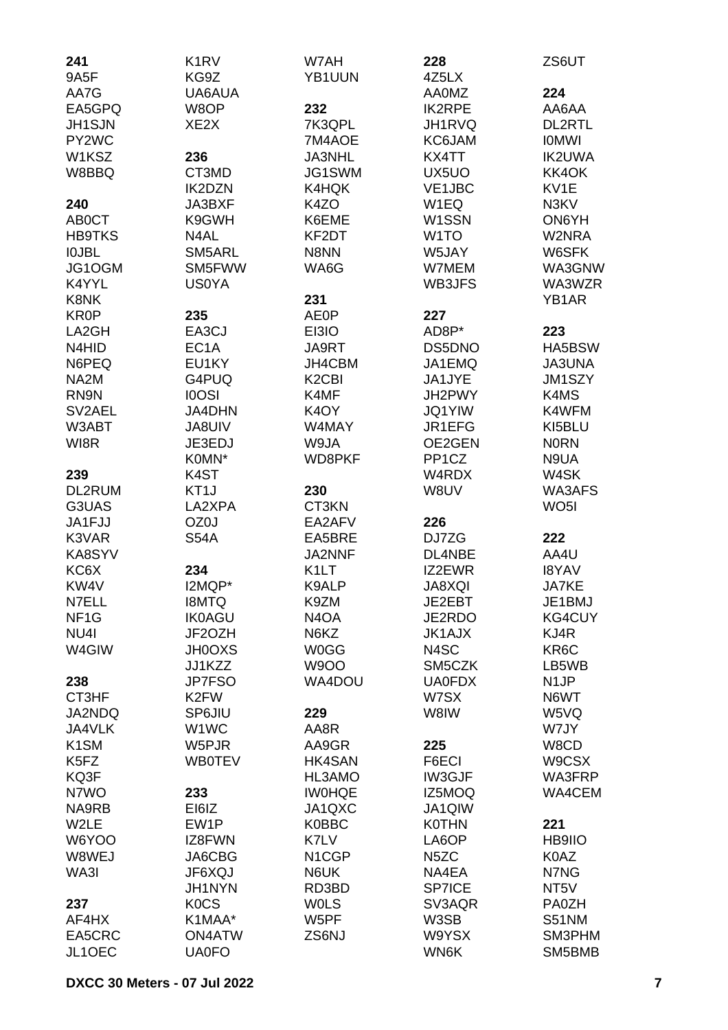**241**
9A5F
AA7G
EA5GPQ
JH1SJN
PY2WC
W1KSZ
W8BBQ

**240**
AB0CT
HB9TKS
I0JBL
JG1OGM
K4YYL
K8NK
KR0P
LA2GH
N4HID
N6PEQ
NA2M
RN9N
SV2AEL
W3ABT
WI8R

**239**
DL2RUM
G3UAS
JA1FJJ
K3VAR
KA8SYV
KC6X
KW4V
N7ELL
NF1G
NU4I
W4GIW

**238**
CT3HF
JA2NDQ
JA4VLK
K1SM
K5FZ
KQ3F
N7WO
NA9RB
W2LE
W6YOO
W8WEJ
WA3I

**237**
AF4HX
EA5CRC
JL1OEC
K1RV
KG9Z
UA6AUA
W8OP
XE2X

**236**
CT3MD
IK2DZN
JA3BXF
K9GWH
N4AL
SM5ARL
SM5FWW
US0YA

**235**
EA3CJ
EC1A
EU1KY
G4PUQ
I0OSI
JA4DHN
JA8UIV
JE3EDJ
K0MN*
K4ST
KT1J
LA2XPA
OZ0J
S54A

**234**
I2MQP*
I8MTQ
IK0AGU
JF2OZH
JH0OXS
JJ1KZZ
JP7FSO
K2FW
SP6JIU
W1WC
W5PJR
WB0TEV

**233**
EI6IZ
EW1P
IZ8FWN
JA6CBG
JF6XQJ
JH1NYN
K0CS
K1MAA*
ON4ATW
UA0FO
W7AH
YB1UUN

**232**
7K3QPL
7M4AOE
JA3NHL
JG1SWM
K4HQK
K4ZO
K6EME
KF2DT
N8NN
WA6G

**231**
AE0P
EI3IO
JA9RT
JH4CBM
K2CBI
K4MF
K4OY
W4MAY
W9JA
WD8PKF

**230**
CT3KN
EA2AFV
EA5BRE
JA2NNF
K1LT
K9ALP
K9ZM
N4OA
N6KZ
W0GG
W9OO
WA4DOU

**229**
AA8R
AA9GR
HK4SAN
HL3AMO
IW0HQE
JA1QXC
K0BBC
K7LV
N1CGP
N6UK
RD3BD
W0LS
W5PF
ZS6NJ

**228**
4Z5LX
AA0MZ
IK2RPE
JH1RVQ
KC6JAM
KX4TT
UX5UO
VE1JBC
W1EQ
W1SSN
W1TO
W5JAY
W7MEM
WB3JFS

**227**
AD8P*
DS5DNO
JA1EMQ
JA1JYE
JH2PWY
JQ1YIW
JR1EFG
OE2GEN
PP1CZ
W4RDX
W8UV

**226**
DJ7ZG
DL4NBE
IZ2EWR
JA8XQI
JE2EBT
JE2RDO
JK1AJX
N4SC
SM5CZK
UA0FDX
W7SX
W8IW

**225**
F6ECI
IW3GJF
IZ5MOQ
JA1QIW
K0THN
LA6OP
N5ZC
NA4EA
SP7ICE
SV3AQR
W3SB
W9YSX
WN6K
ZS6UT

**224**
AA6AA
DL2RTL
I0MWI
IK2UWA
KK4OK
KV1E
N3KV
ON6YH
W2NRA
W6SFK
WA3GNW
WA3WZR
YB1AR

**223**
HA5BSW
JA3UNA
JM1SZY
K4MS
K4WFM
KI5BLU
N0RN
N9UA
W4SK
WA3AFS
WO5I

**222**
AA4U
I8YAV
JA7KE
JE1BMJ
KG4CUY
KJ4R
KR6C
LB5WB
N1JP
N6WT
W5VQ
W7JY
W8CD
W9CSX
WA3FRP
WA4CEM

**221**
HB9IIO
K0AZ
N7NG
NT5V
PA0ZH
S51NM
SM3PHM
SM5BMB

**DXCC 30 Meters - 07 Jul 2022**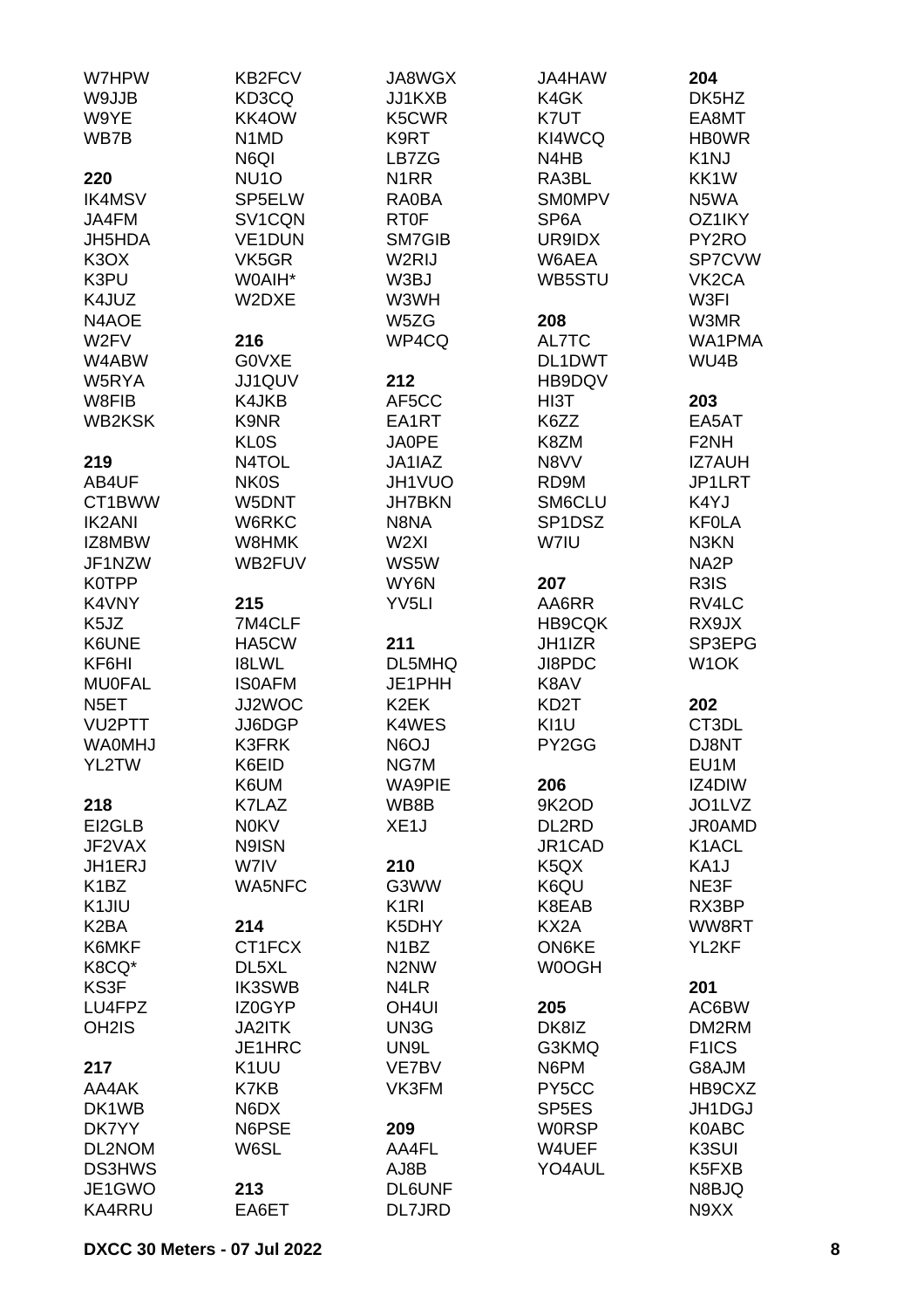W7HPW
W9JJB
W9YE
WB7B

**220**
IK4MSV
JA4FM
JH5HDA
K3OX
K3PU
K4JUZ
N4AOE
W2FV
W4ABW
W5RYA
W8FIB
WB2KSK

**219**
AB4UF
CT1BWW
IK2ANI
IZ8MBW
JF1NZW
K0TPP
K4VNY
K5JZ
K6UNE
KF6HI
MU0FAL
N5ET
VU2PTT
WA0MHJ
YL2TW

**218**
EI2GLB
JF2VAX
JH1ERJ
K1BZ
K1JIU
K2BA
K6MKF
K8CQ*
KS3F
LU4FPZ
OH2IS

**217**
AA4AK
DK1WB
DK7YY
DL2NOM
DS3HWS
JE1GWO
KA4RRU

KB2FCV
KD3CQ
KK4OW
N1MD
N6QI
NU1O
SP5ELW
SV1CQN
VE1DUN
VK5GR
W0AIH*
W2DXE

**216**
G0VXE
JJ1QUV
K4JKB
K9NR
KL0S
N4TOL
NK0S
W5DNT
W6RKC
W8HMK
WB2FUV

**215**
7M4CLF
HA5CW
I8LWL
IS0AFM
JJ2WOC
JJ6DGP
K3FRK
K6EID
K6UM
K7LAZ
N0KV
N9ISN
W7IV
WA5NFC

**214**
CT1FCX
DL5XL
IK3SWB
IZ0GYP
JA2ITK
JE1HRC
K1UU
K7KB
N6DX
N6PSE
W6SL

**213**
EA6ET

JA8WGX
JJ1KXB
K5CWR
K9RT
LB7ZG
N1RR
RA0BA
RT0F
SM7GIB
W2RIJ
W3BJ
W3WH
W5ZG
WP4CQ

**212**
AF5CC
EA1RT
JA0PE
JA1IAZ
JH1VUO
JH7BKN
N8NA
W2XI
WS5W
WY6N
YV5LI

**211**
DL5MHQ
JE1PHH
K2EK
K4WES
N6OJ
NG7M
WA9PIE
WB8B
XE1J

**210**
G3WW
K1RI
K5DHY
N1BZ
N2NW
N4LR
OH4UI
UN3G
UN9L
VE7BV
VK3FM

**209**
AA4FL
AJ8B
DL6UNF
DL7JRD

JA4HAW
K4GK
K7UT
KI4WCQ
N4HB
RA3BL
SM0MPV
SP6A
UR9IDX
W6AEA
WB5STU

**208**
AL7TC
DL1DWT
HB9DQV
HI3T
K6ZZ
K8ZM
N8VV
RD9M
SM6CLU
SP1DSZ
W7IU

**207**
AA6RR
HB9CQK
JH1IZR
JI8PDC
K8AV
KD2T
KI1U
PY2GG

**206**
9K2OD
DL2RD
JR1CAD
K5QX
K6QU
K8EAB
KX2A
ON6KE
W0OGH

**205**
DK8IZ
G3KMQ
N6PM
PY5CC
SP5ES
W0RSP
W4UEF
YO4AUL

**204**
DK5HZ
EA8MT
HB0WR
K1NJ
KK1W
N5WA
OZ1IKY
PY2RO
SP7CVW
VK2CA
W3FI
W3MR
WA1PMA
WU4B

**203**
EA5AT
F2NH
IZ7AUH
JP1LRT
K4YJ
KF0LA
N3KN
NA2P
R3IS
RV4LC
RX9JX
SP3EPG
W1OK

**202**
CT3DL
DJ8NT
EU1M
IZ4DIW
JO1LVZ
JR0AMD
K1ACL
KA1J
NE3F
RX3BP
WW8RT
YL2KF

**201**
AC6BW
DM2RM
F1ICS
G8AJM
HB9CXZ
JH1DGJ
K0ABC
K3SUI
K5FXB
N8BJQ
N9XX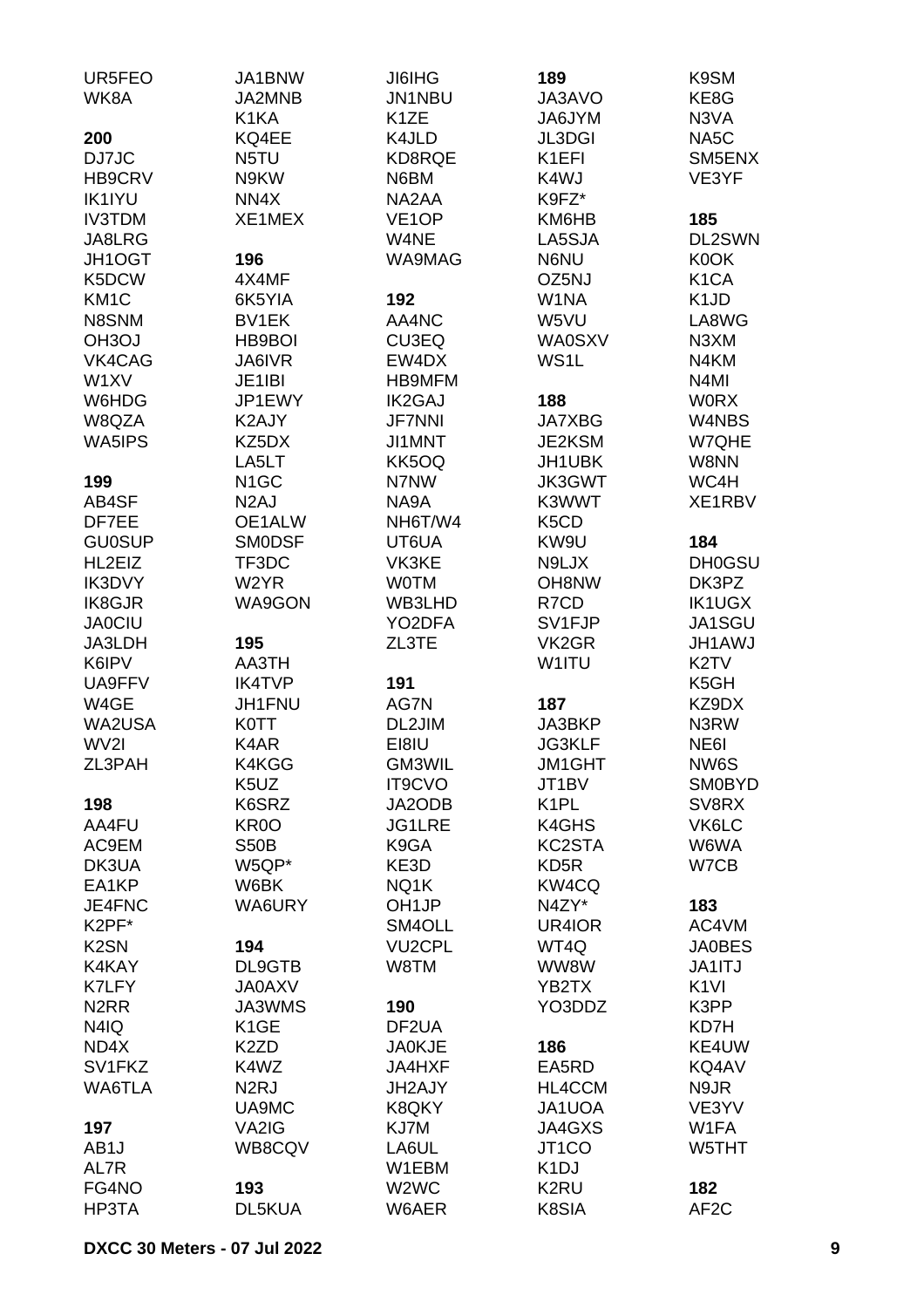UR5FEO
WK8A

**200**
DJ7JC
HB9CRV
IK1IYU
IV3TDM
JA8LRG
JH1OGT
K5DCW
KM1C
N8SNM
OH3OJ
VK4CAG
W1XV
W6HDG
W8QZA
WA5IPS

**199**
AB4SF
DF7EE
GU0SUP
HL2EIZ
IK3DVY
IK8GJR
JA0CIU
JA3LDH
K6IPV
UA9FFV
W4GE
WA2USA
WV2I
ZL3PAH

**198**
AA4FU
AC9EM
DK3UA
EA1KP
JE4FNC
K2PF*
K2SN
K4KAY
K7LFY
N2RR
N4IQ
ND4X
SV1FKZ
WA6TLA

**197**
AB1J
AL7R
FG4NO
HP3TA
JA1BNW
JA2MNB
K1KA
KQ4EE
N5TU
N9KW
NN4X
XE1MEX

**196**
4X4MF
6K5YIA
BV1EK
HB9BOI
JA6IVR
JE1IBI
JP1EWY
K2AJY
KZ5DX
LA5LT
N1GC
N2AJ
OE1ALW
SM0DSF
TF3DC
W2YR
WA9GON

**195**
AA3TH
IK4TVP
JH1FNU
K0TT
K4AR
K4KGG
K5UZ
K6SRZ
KR0O
S50B
W5QP*
W6BK
WA6URY

**194**
DL9GTB
JA0AXV
JA3WMS
K1GE
K2ZD
K4WZ
N2RJ
UA9MC
VA2IG
WB8CQV

**193**
DL5KUA
JI6IHG
JN1NBU
K1ZE
K4JLD
KD8RQE
N6BM
NA2AA
VE1OP
W4NE
WA9MAG

**192**
AA4NC
CU3EQ
EW4DX
HB9MFM
IK2GAJ
JF7NNI
JI1MNT
KK5OQ
N7NW
NA9A
NH6T/W4
UT6UA
VK3KE
W0TM
WB3LHD
YO2DFA
ZL3TE

**191**
AG7N
DL2JIM
EI8IU
GM3WIL
IT9CVO
JA2ODB
JG1LRE
K9GA
KE3D
NQ1K
OH1JP
SM4OLL
VU2CPL
W8TM

**190**
DF2UA
JA0KJE
JA4HXF
JH2AJY
K8QKY
KJ7M
LA6UL
W1EBM
W2WC
W6AER
**189**
JA3AVO
JA6JYM
JL3DGI
K1EFI
K4WJ
K9FZ*
KM6HB
LA5SJA
N6NU
OZ5NJ
W1NA
W5VU
WA0SXV
WS1L

**188**
JA7XBG
JE2KSM
JH1UBK
JK3GWT
K3WWT
K5CD
KW9U
N9LJX
OH8NW
R7CD
SV1FJP
VK2GR
W1ITU

**187**
JA3BKP
JG3KLF
JM1GHT
JT1BV
K1PL
K4GHS
KC2STA
KD5R
KW4CQ
N4ZY*
UR4IOR
WT4Q
WW8W
YB2TX
YO3DDZ

**186**
EA5RD
HL4CCM
JA1UOA
JA4GXS
JT1CO
K1DJ
K2RU
K8SIA
K9SM
KE8G
N3VA
NA5C
SM5ENX
VE3YF

**185**
DL2SWN
K0OK
K1CA
K1JD
LA8WG
N3XM
N4KM
N4MI
W0RX
W4NBS
W7QHE
W8NN
WC4H
XE1RBV

**184**
DH0GSU
DK3PZ
IK1UGX
JA1SGU
JH1AWJ
K2TV
K5GH
KZ9DX
N3RW
NE6I
NW6S
SM0BYD
SV8RX
VK6LC
W6WA
W7CB

**183**
AC4VM
JA0BES
JA1ITJ
K1VI
K3PP
KD7H
KE4UW
KQ4AV
N9JR
VE3YV
W1FA
W5THT

**182**
AF2C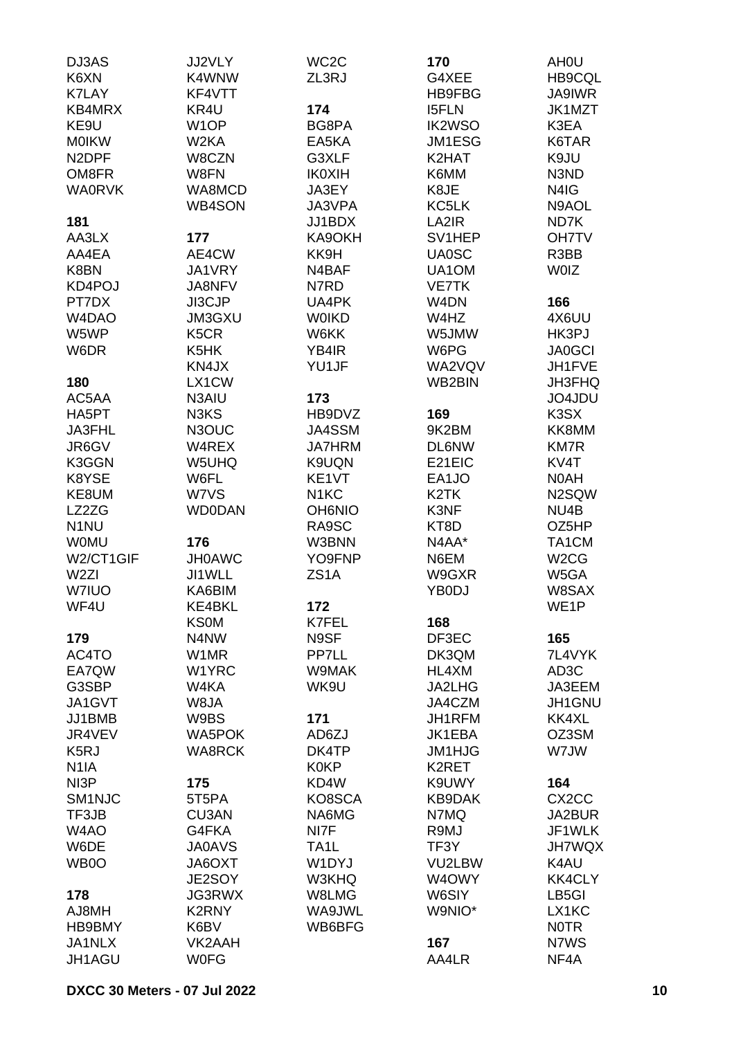DJ3AS
K6XN
K7LAY
KB4MRX
KE9U
M0IKW
N2DPF
OM8FR
WA0RVK

**181**

AA3LX
AA4EA
K8BN
KD4POJ
PT7DX
W4DAO
W5WP
W6DR

**180**

AC5AA
HA5PT
JA3FHL
JR6GV
K3GGN
K8YSE
KE8UM
LZ2ZG
N1NU
W0MU
W2/CT1GIF
W2ZI
W7IUO
WF4U

**179**

AC4TO
EA7QW
G3SBP
JA1GVT
JJ1BMB
JR4VEV
K5RJ
N1IA
NI3P
SM1NJC
TF3JB
W4AO
W6DE
WB0O

**178**

AJ8MH
HB9BMY
JA1NLX
JH1AGU

JJ2VLY
K4WNW
KF4VTT
KR4U
W1OP
W2KA
W8CZN
W8FN
WA8MCD
WB4SON

**177**

AE4CW
JA1VRY
JA8NFV
JI3CJP
JM3GXU
K5CR
K5HK
KN4JX
LX1CW
N3AIU
N3KS
N3OUC
W4REX
W5UHQ
W6FL
W7VS
WD0DAN

**176**

JH0AWC
JI1WLL
KA6BIM
KE4BKL
KS0M
N4NW
W1MR
W1YRC
W4KA
W8JA
W9BS
WA5POK
WA8RCK

**175**

5T5PA
CU3AN
G4FKA
JA0AVS
JA6OXT
JE2SOY
JG3RWX
K2RNY
K6BV
VK2AAH
W0FG

WC2C
ZL3RJ

**174**

BG8PA
EA5KA
G3XLF
IK0XIH
JA3EY
JA3VPA
JJ1BDX
KA9OKH
KK9H
N4BAF
N7RD
UA4PK
W0IKD
W6KK
YB4IR
YU1JF

**173**

HB9DVZ
JA4SSM
JA7HRM
K9UQN
KE1VT
N1KC
OH6NIO
RA9SC
W3BNN
YO9FNP
ZS1A

**172**

K7FEL
N9SF
PP7LL
W9MAK
WK9U

**171**

AD6ZJ
DK4TP
K0KP
KD4W
KO8SCA
NA6MG
NI7F
TA1L
W1DYJ
W3KHQ
W8LMG
WA9JWL
WB6BFG

**170**

G4XEE
HB9FBG
I5FLN
IK2WSO
JM1ESG
K2HAT
K6MM
K8JE
KC5LK
LA2IR
SV1HEP
UA0SC
UA1OM
VE7TK
W4DN
W4HZ
W5JMW
W6PG
WA2VQV
WB2BIN

**169**

9K2BM
DL6NW
E21EIC
EA1JO
K2TK
K3NF
KT8D
N4AA*
N6EM
W9GXR
YB0DJ

**168**

DF3EC
DK3QM
HL4XM
JA2LHG
JA4CZM
JH1RFM
JK1EBA
JM1HJG
K2RET
K9UWY
KB9DAK
N7MQ
R9MJ
TF3Y
VU2LBW
W4OWY
W6SIY
W9NIO*

**167**

AA4LR

AH0U
HB9CQL
JA9IWR
JK1MZT
K3EA
K6TAR
K9JU
N3ND
N4IG
N9AOL
ND7K
OH7TV
R3BB
W0IZ

**166**

4X6UU
HK3PJ
JA0GCI
JH1FVE
JH3FHQ
JO4JDU
K3SX
KK8MM
KM7R
KV4T
N0AH
N2SQW
NU4B
OZ5HP
TA1CM
W2CG
W5GA
W8SAX
WE1P

**165**

7L4VYK
AD3C
JA3EEM
JH1GNU
KK4XL
OZ3SM
W7JW

**164**

CX2CC
JA2BUR
JF1WLK
JH7WQX
K4AU
KK4CLY
LB5GI
LX1KC
N0TR
N7WS
NF4A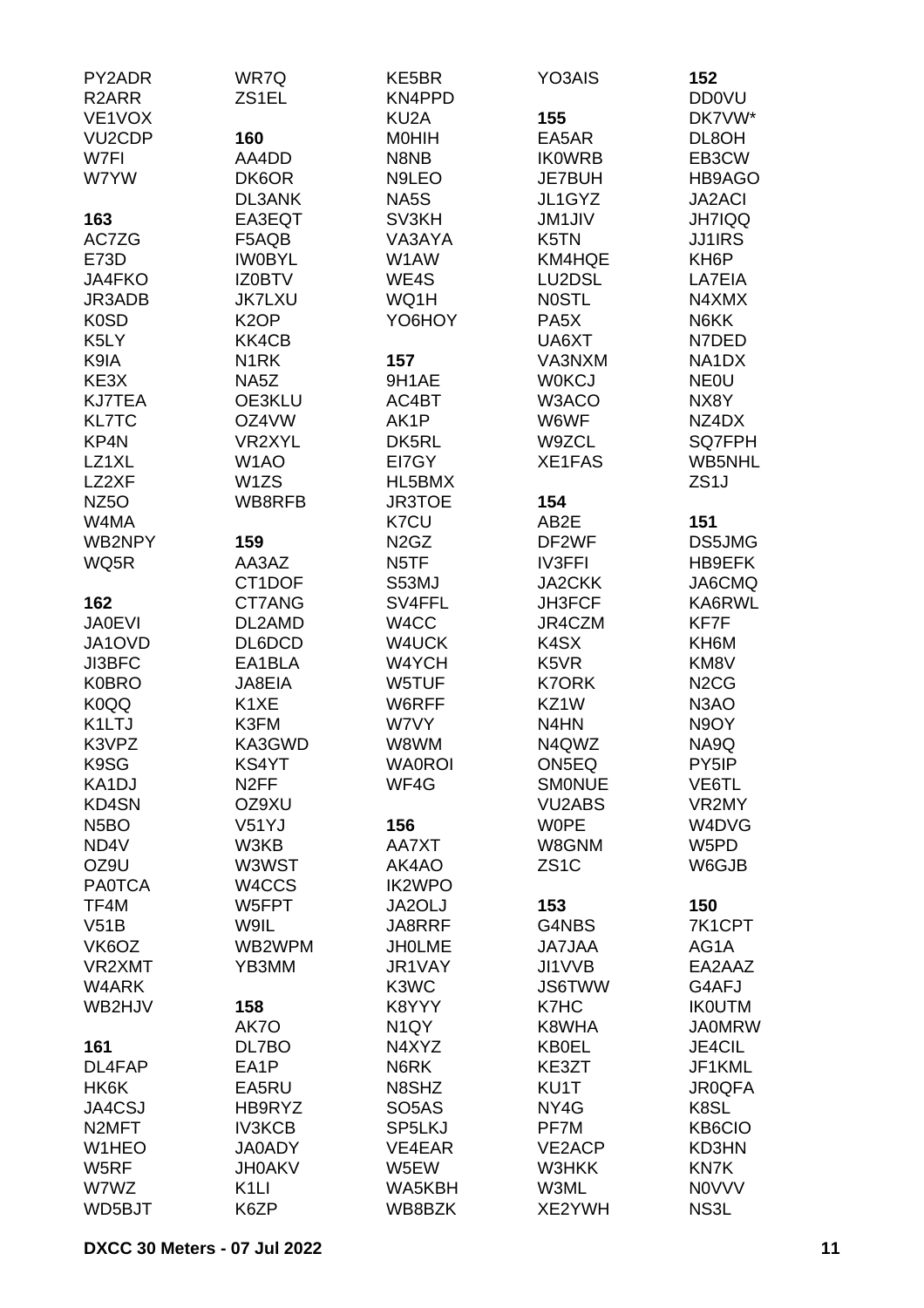PY2ADR
R2ARR
VE1VOX
VU2CDP
W7FI
W7YW

**163**
AC7ZG
E73D
JA4FKO
JR3ADB
K0SD
K5LY
K9IA
KE3X
KJ7TEA
KL7TC
KP4N
LZ1XL
LZ2XF
NZ5O
W4MA
WB2NPY
WQ5R

**162**
JA0EVI
JA1OVD
JI3BFC
K0BRO
K0QQ
K1LTJ
K3VPZ
K9SG
KA1DJ
KD4SN
N5BO
ND4V
OZ9U
PA0TCA
TF4M
V51B
VK6OZ
VR2XMT
W4ARK
WB2HJV

**161**
DL4FAP
HK6K
JA4CSJ
N2MFT
W1HEO
W5RF
W7WZ
WD5BJT

WR7Q
ZS1EL

**160**
AA4DD
DK6OR
DL3ANK
EA3EQT
F5AQB
IW0BYL
IZ0BTV
JK7LXU
K2OP
KK4CB
N1RK
NA5Z
OE3KLU
OZ4VW
VR2XYL
W1AO
W1ZS
WB8RFB

**159**
AA3AZ
CT1DOF
CT7ANG
DL2AMD
DL6DCD
EA1BLA
JA8EIA
K1XE
K3FM
KA3GWD
KS4YT
N2FF
OZ9XU
V51YJ
W3KB
W3WST
W4CCS
W5FPT
W9IL
WB2WPM
YB3MM

**158**
AK7O
DL7BO
EA1P
EA5RU
HB9RYZ
IV3KCB
JA0ADY
JH0AKV
K1LI
K6ZP

KE5BR
KN4PPD
KU2A
M0HIH
N8NB
N9LEO
NA5S
SV3KH
VA3AYA
W1AW
WE4S
WQ1H
YO6HOY

**157**
9H1AE
AC4BT
AK1P
DK5RL
EI7GY
HL5BMX
JR3TOE
K7CU
N2GZ
N5TF
S53MJ
SV4FFL
W4CC
W4UCK
W4YCH
W5TUF
W6RFF
W7VY
W8WM
WA0ROI
WF4G

**156**
AA7XT
AK4AO
IK2WPO
JA2OLJ
JA8RRF
JH0LME
JR1VAY
K3WC
K8YYY
N1QY
N4XYZ
N6RK
N8SHZ
SO5AS
SP5LKJ
VE4EAR
W5EW
WA5KBH
WB8BZK

YO3AIS

**155**
EA5AR
IK0WRB
JE7BUH
JL1GYZ
JM1JIV
K5TN
KM4HQE
LU2DSL
N0STL
PA5X
UA6XT
VA3NXM
W0KCJ
W3ACO
W6WF
W9ZCL
XE1FAS

**154**
AB2E
DF2WF
IV3FFI
JA2CKK
JH3FCF
JR4CZM
K4SX
K5VR
K7ORK
KZ1W
N4HN
N4QWZ
ON5EQ
SM0NUE
VU2ABS
W0PE
W8GNM
ZS1C

**153**
G4NBS
JA7JAA
JI1VVB
JS6TWW
K7HC
K8WHA
KB0EL
KE3ZT
KU1T
NY4G
PF7M
VE2ACP
W3HKK
W3ML
XE2YWH

**152**
DD0VU
DK7VW*
DL8OH
EB3CW
HB9AGO
JA2ACI
JH7IQQ
JJ1IRS
KH6P
LA7EIA
N4XMX
N6KK
N7DED
NA1DX
NE0U
NX8Y
NZ4DX
SQ7FPH
WB5NHL
ZS1J

**151**
DS5JMG
HB9EFK
JA6CMQ
KA6RWL
KF7F
KH6M
KM8V
N2CG
N3AO
N9OY
NA9Q
PY5IP
VE6TL
VR2MY
W4DVG
W5PD
W6GJB

**150**
7K1CPT
AG1A
EA2AAZ
G4AFJ
IK0UTM
JA0MRW
JE4CIL
JF1KML
JR0QFA
K8SL
KB6CIO
KD3HN
KN7K
N0VVV
NS3L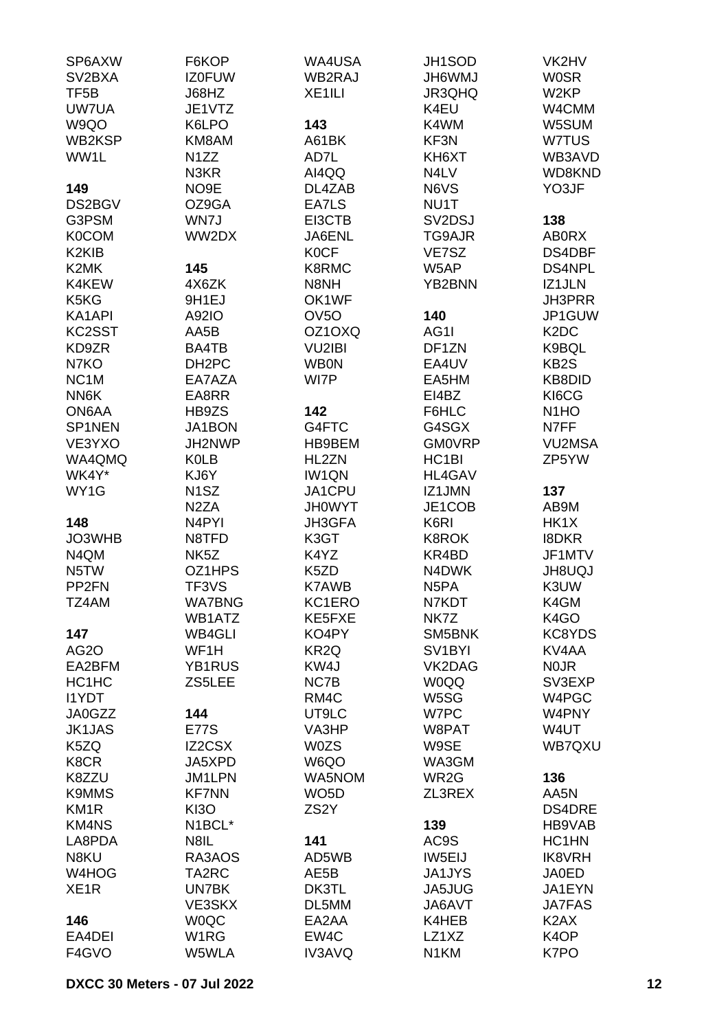SP6AXW
SV2BXA
TF5B
UW7UA
W9QO
WB2KSP
WW1L

**149**
DS2BGV
G3PSM
K0COM
K2KIB
K2MK
K4KEW
K5KG
KA1API
KC2SST
KD9ZR
N7KO
NC1M
NN6K
ON6AA
SP1NEN
VE3YXO
WA4QMQ
WK4Y*
WY1G

**148**
JO3WHB
N4QM
N5TW
PP2FN
TZ4AM

**147**
AG2O
EA2BFM
HC1HC
I1YDT
JA0GZZ
JK1JAS
K5ZQ
K8CR
K8ZZU
K9MMS
KM1R
KM4NS
LA8PDA
N8KU
W4HOG
XE1R

**146**
EA4DEI
F4GVO

F6KOP
IZ0FUW
J68HZ
JE1VTZ
K6LPO
KM8AM
N1ZZ
N3KR
NO9E
OZ9GA
WN7J
WW2DX

**145**
4X6ZK
9H1EJ
A92IO
AA5B
BA4TB
DH2PC
EA7AZA
EA8RR
HB9ZS
JA1BON
JH2NWP
K0LB
KJ6Y
N1SZ
N2ZA
N4PYI
N8TFD
NK5Z
OZ1HPS
TF3VS
WA7BNG
WB1ATZ
WB4GLI
WF1H
YB1RUS
ZS5LEE

**144**
E77S
IZ2CSX
JA5XPD
JM1LPN
KF7NN
KI3O
N1BCL*
N8IL
RA3AOS
TA2RC
UN7BK
VE3SKX
W0QC
W1RG
W5WLA

WA4USA
WB2RAJ
XE1ILI

**143**
A61BK
AD7L
AI4QQ
DL4ZAB
EA7LS
EI3CTB
JA6ENL
K0CF
K8RMC
N8NH
OK1WF
OV5O
OZ1OXQ
VU2IBI
WB0N
WI7P

**142**
G4FTC
HB9BEM
HL2ZN
IW1QN
JA1CPU
JH0WYT
JH3GFA
K3GT
K4YZ
K5ZD
K7AWB
KC1ERO
KE5FXE
KO4PY
KR2Q
KW4J
NC7B
RM4C
UT9LC
VA3HP
W0ZS
W6QO
WA5NOM
WO5D
ZS2Y

**141**
AD5WB
AE5B
DK3TL
DL5MM
EA2AA
EW4C
IV3AVQ

JH1SOD
JH6WMJ
JR3QHQ
K4EU
K4WM
KF3N
KH6XT
N4LV
N6VS
NU1T
SV2DSJ
TG9AJR
VE7SZ
W5AP
YB2BNN

**140**
AG1I
DF1ZN
EA4UV
EA5HM
EI4BZ
F6HLC
G4SGX
GM0VRP
HC1BI
HL4GAV
IZ1JMN
JE1COB
K6RI
K8ROK
KR4BD
N4DWK
N5PA
N7KDT
NK7Z
SM5BNK
SV1BYI
VK2DAG
W0QQ
W5SG
W7PC
W8PAT
W9SE
WA3GM
WR2G
ZL3REX

**139**
AC9S
IW5EIJ
JA1JYS
JA5JUG
JA6AVT
K4HEB
LZ1XZ
N1KM

VK2HV
W0SR
W2KP
W4CMM
W5SUM
W7TUS
WB3AVD
WD8KND
YO3JF

**138**
AB0RX
DS4DBF
DS4NPL
IZ1JLN
JH3PRR
JP1GUW
K2DC
K9BQL
KB2S
KB8DID
KI6CG
N1HO
N7FF
VU2MSA
ZP5YW

**137**
AB9M
HK1X
I8DKR
JF1MTV
JH8UQJ
K3UW
K4GM
K4GO
KC8YDS
KV4AA
N0JR
SV3EXP
W4PGC
W4PNY
W4UT
WB7QXU

**136**
AA5N
DS4DRE
HB9VAB
HC1HN
IK8VRH
JA0ED
JA1EYN
JA7FAS
K2AX
K4OP
K7PO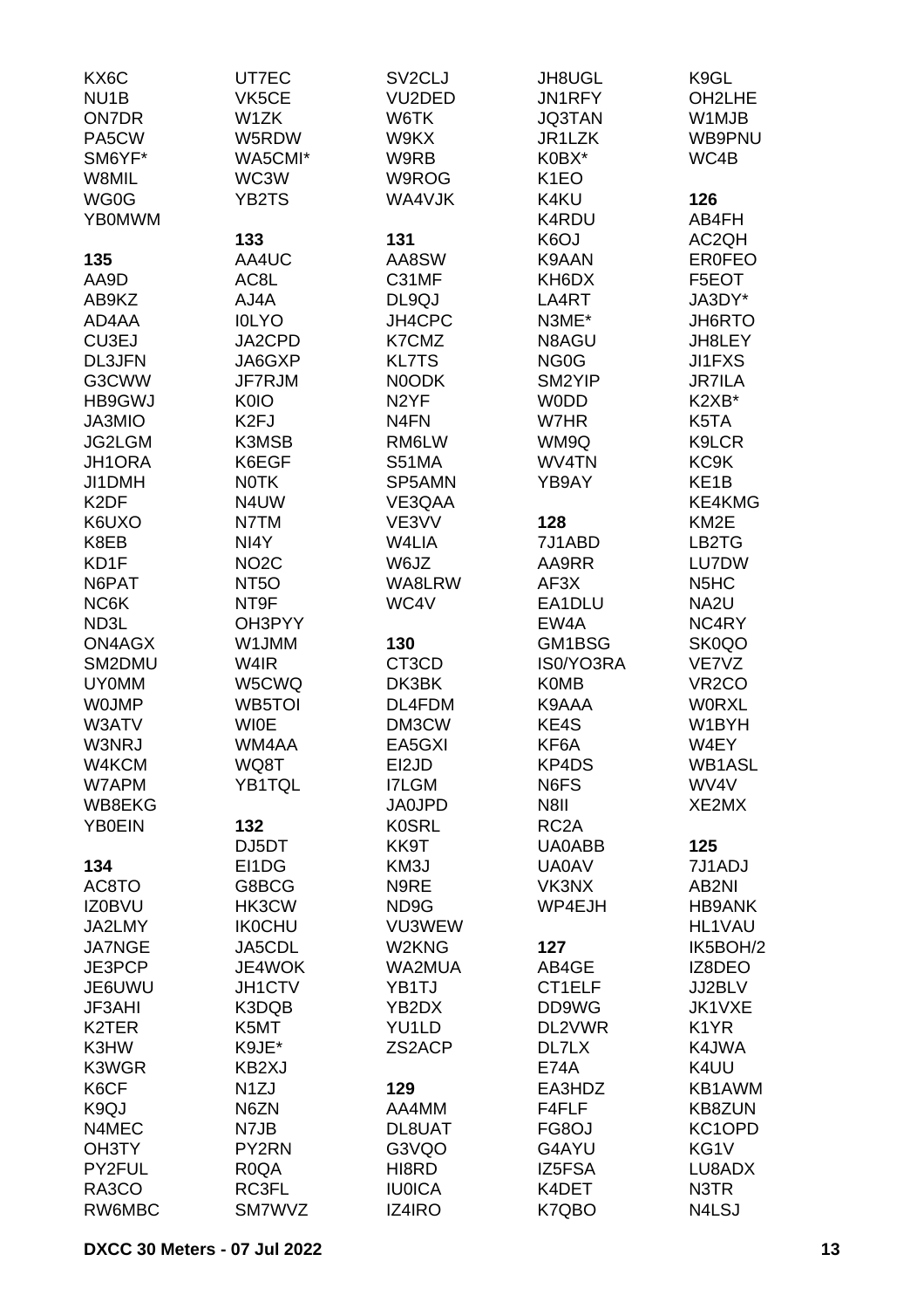KX6C
NU1B
ON7DR
PA5CW
SM6YF*
W8MIL
WG0G
YB0MWM

**135**
AA9D
AB9KZ
AD4AA
CU3EJ
DL3JFN
G3CWW
HB9GWJ
JA3MIO
JG2LGM
JH1ORA
JI1DMH
K2DF
K6UXO
K8EB
KD1F
N6PAT
NC6K
ND3L
ON4AGX
SM2DMU
UY0MM
W0JMP
W3ATV
W3NRJ
W4KCM
W7APM
WB8EKG
YB0EIN

**134**
AC8TO
IZ0BVU
JA2LMY
JA7NGE
JE3PCP
JE6UWU
JF3AHI
K2TER
K3HW
K3WGR
K6CF
K9QJ
N4MEC
OH3TY
PY2FUL
RA3CO
RW6MBC

UT7EC
VK5CE
W1ZK
W5RDW
WA5CMI*
WC3W
YB2TS

**133**
AA4UC
AC8L
AJ4A
I0LYO
JA2CPD
JA6GXP
JF7RJM
K0IO
K2FJ
K3MSB
K6EGF
N0TK
N4UW
N7TM
NI4Y
NO2C
NT5O
NT9F
OH3PYY
W1JMM
W4IR
W5CWQ
WB5TOI
WI0E
WM4AA
WQ8T
YB1TQL

**132**
DJ5DT
EI1DG
G8BCG
HK3CW
IK0CHU
JA5CDL
JE4WOK
JH1CTV
K3DQB
K5MT
K9JE*
KB2XJ
N1ZJ
N6ZN
N7JB
PY2RN
R0QA
RC3FL
SM7WVZ

SV2CLJ
VU2DED
W6TK
W9KX
W9RB
W9ROG
WA4VJK

**131**
AA8SW
C31MF
DL9QJ
JH4CPC
K7CMZ
KL7TS
N0ODK
N2YF
N4FN
RM6LW
S51MA
SP5AMN
VE3QAA
VE3VV
W4LIA
W6JZ
WA8LRW
WC4V

**130**
CT3CD
DK3BK
DL4FDM
DM3CW
EA5GXI
EI2JD
I7LGM
JA0JPD
K0SRL
KK9T
KM3J
N9RE
ND9G
VU3WEW
W2KNG
WA2MUA
YB1TJ
YB2DX
YU1LD
ZS2ACP

**129**
AA4MM
DL8UAT
G3VQO
HI8RD
IU0ICA
IZ4IRO

JH8UGL
JN1RFY
JQ3TAN
JR1LZK
K0BX*
K1EO
K4KU
K4RDU
K6OJ
K9AAN
KH6DX
LA4RT
N3ME*
N8AGU
NG0G
SM2YIP
W0DD
W7HR
WM9Q
WV4TN
YB9AY

**128**
7J1ABD
AA9RR
AF3X
EA1DLU
EW4A
GM1BSG
IS0/YO3RA
K0MB
K9AAA
KE4S
KF6A
KP4DS
N6FS
N8II
RC2A
UA0ABB
UA0AV
VK3NX
WP4EJH

**127**
AB4GE
CT1ELF
DD9WG
DL2VWR
DL7LX
E74A
EA3HDZ
F4FLF
FG8OJ
G4AYU
IZ5FSA
K4DET
K7QBO

K9GL
OH2LHE
W1MJB
WB9PNU
WC4B

**126**
AB4FH
AC2QH
ER0FEO
F5EOT
JA3DY*
JH6RTO
JH8LEY
JI1FXS
JR7ILA
K2XB*
K5TA
K9LCR
KC9K
KE1B
KE4KMG
KM2E
LB2TG
LU7DW
N5HC
NA2U
NC4RY
SK0QO
VE7VZ
VR2CO
W0RXL
W1BYH
W4EY
WB1ASL
WV4V
XE2MX

**125**
7J1ADJ
AB2NI
HB9ANK
HL1VAU
IK5BOH/2
IZ8DEO
JJ2BLV
JK1VXE
K1YR
K4JWA
K4UU
KB1AWM
KB8ZUN
KC1OPD
KG1V
LU8ADX
N3TR
N4LSJ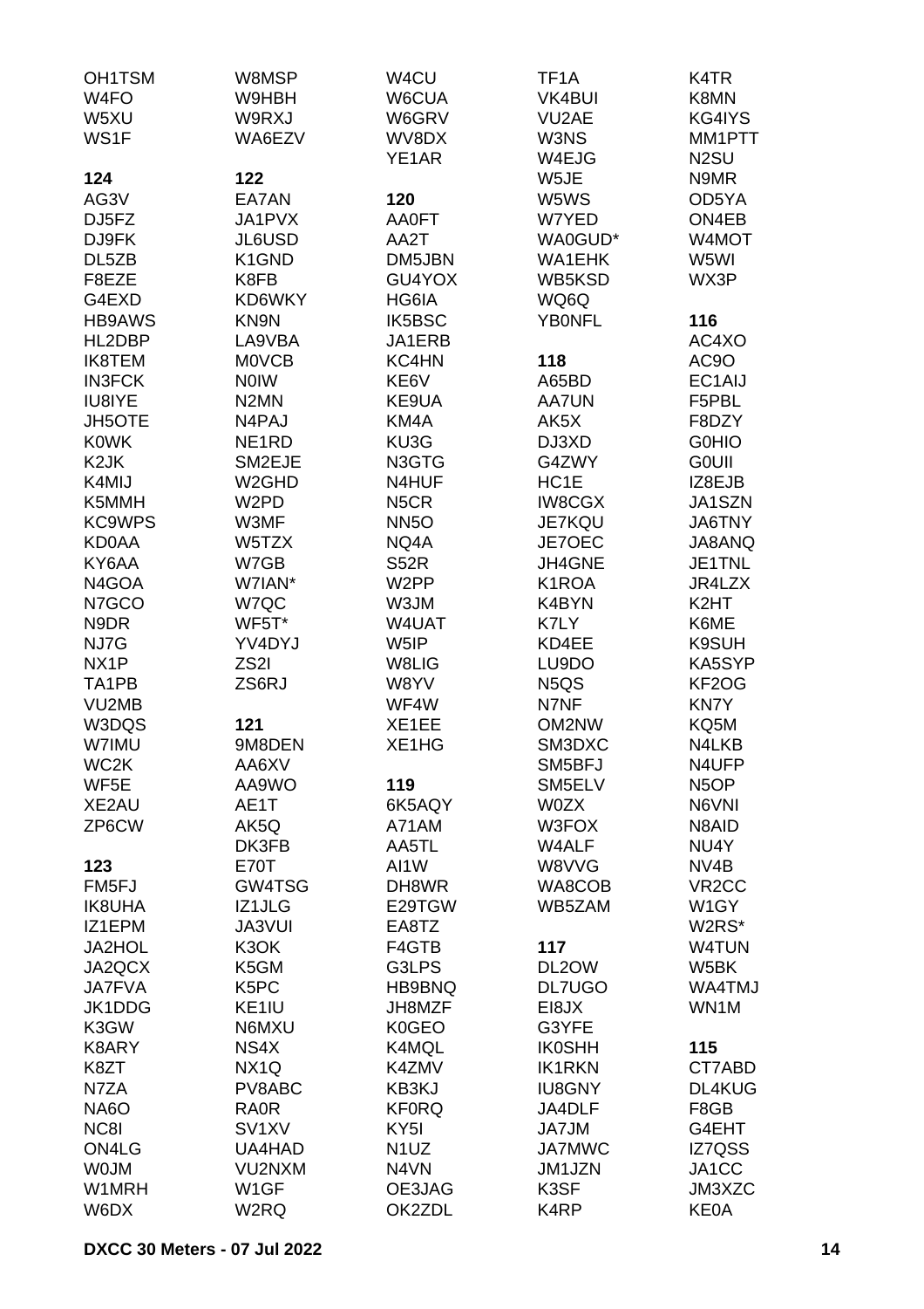OH1TSM
W4FO
W5XU
WS1F

**124**

AG3V
DJ5FZ
DJ9FK
DL5ZB
F8EZE
G4EXD
HB9AWS
HL2DBP
IK8TEM
IN3FCK
IU8IYE
JH5OTE
K0WK
K2JK
K4MIJ
K5MMH
KC9WPS
KD0AA
KY6AA
N4GOA
N7GCO
N9DR
NJ7G
NX1P
TA1PB
VU2MB
W3DQS
W7IMU
WC2K
WF5E
XE2AU
ZP6CW

**123**

FM5FJ
IK8UHA
IZ1EPM
JA2HOL
JA2QCX
JA7FVA
JK1DDG
K3GW
K8ARY
K8ZT
N7ZA
NA6O
NC8I
ON4LG
W0JM
W1MRH
W6DX

W8MSP
W9HBH
W9RXJ
WA6EZV

**122**

EA7AN
JA1PVX
JL6USD
K1GND
K8FB
KD6WKY
KN9N
LA9VBA
M0VCB
N0IW
N2MN
N4PAJ
NE1RD
SM2EJE
W2GHD
W2PD
W3MF
W5TZX
W7GB
W7IAN*
W7QC
WF5T*
YV4DYJ
ZS2I
ZS6RJ

**121**

9M8DEN
AA6XV
AA9WO
AE1T
AK5Q
DK3FB
E70T
GW4TSG
IZ1JLG
JA3VUI
K3OK
K5GM
K5PC
KE1IU
N6MXU
NS4X
NX1Q
PV8ABC
RA0R
SV1XV
UA4HAD
VU2NXM
W1GF
W2RQ

W4CU
W6CUA
W6GRV
WV8DX
YE1AR

**120**

AA0FT
AA2T
DM5JBN
GU4YOX
HG6IA
IK5BSC
JA1ERB
KC4HN
KE6V
KE9UA
KM4A
KU3G
N3GTG
N4HUF
N5CR
NN5O
NQ4A
S52R
W2PP
W3JM
W4UAT
W5IP
W8LIG
W8YV
WF4W
XE1EE
XE1HG

**119**

6K5AQY
A71AM
AA5TL
AI1W
DH8WR
E29TGW
EA8TZ
F4GTB
G3LPS
HB9BNQ
JH8MZF
K0GEO
K4MQL
K4ZMV
KB3KJ
KF0RQ
KY5I
N1UZ
N4VN
OE3JAG
OK2ZDL

TF1A
VK4BUI
VU2AE
W3NS
W4EJG
W5JE
W5WS
W7YED
WA0GUD*
WA1EHK
WB5KSD
WQ6Q
YB0NFL

**118**

A65BD
AA7UN
AK5X
DJ3XD
G4ZWY
HC1E
IW8CGX
JE7KQU
JE7OEC
JH4GNE
K1ROA
K4BYN
K7LY
KD4EE
LU9DO
N5QS
N7NF
OM2NW
SM3DXC
SM5BFJ
SM5ELV
W0ZX
W3FOX
W4ALF
W8VVG
WA8COB
WB5ZAM

**117**

DL2OW
DL7UGO
EI8JX
G3YFE
IK0SHH
IK1RKN
IU8GNY
JA4DLF
JA7JM
JA7MWC
JM1JZN
K3SF
K4RP

K4TR
K8MN
KG4IYS
MM1PTT
N2SU
N9MR
OD5YA
ON4EB
W4MOT
W5WI
WX3P

**116**

AC4XO
AC9O
EC1AIJ
F5PBL
F8DZY
G0HIO
G0UII
IZ8EJB
JA1SZN
JA6TNY
JA8ANQ
JE1TNL
JR4LZX
K2HT
K6ME
K9SUH
KA5SYP
KF2OG
KN7Y
KQ5M
N4LKB
N4UFP
N5OP
N6VNI
N8AID
NU4Y
NV4B
VR2CC
W1GY
W2RS*
W4TUN
W5BK
WA4TMJ
WN1M

**115**

CT7ABD
DL4KUG
F8GB
G4EHT
IZ7QSS
JA1CC
JM3XZC
KE0A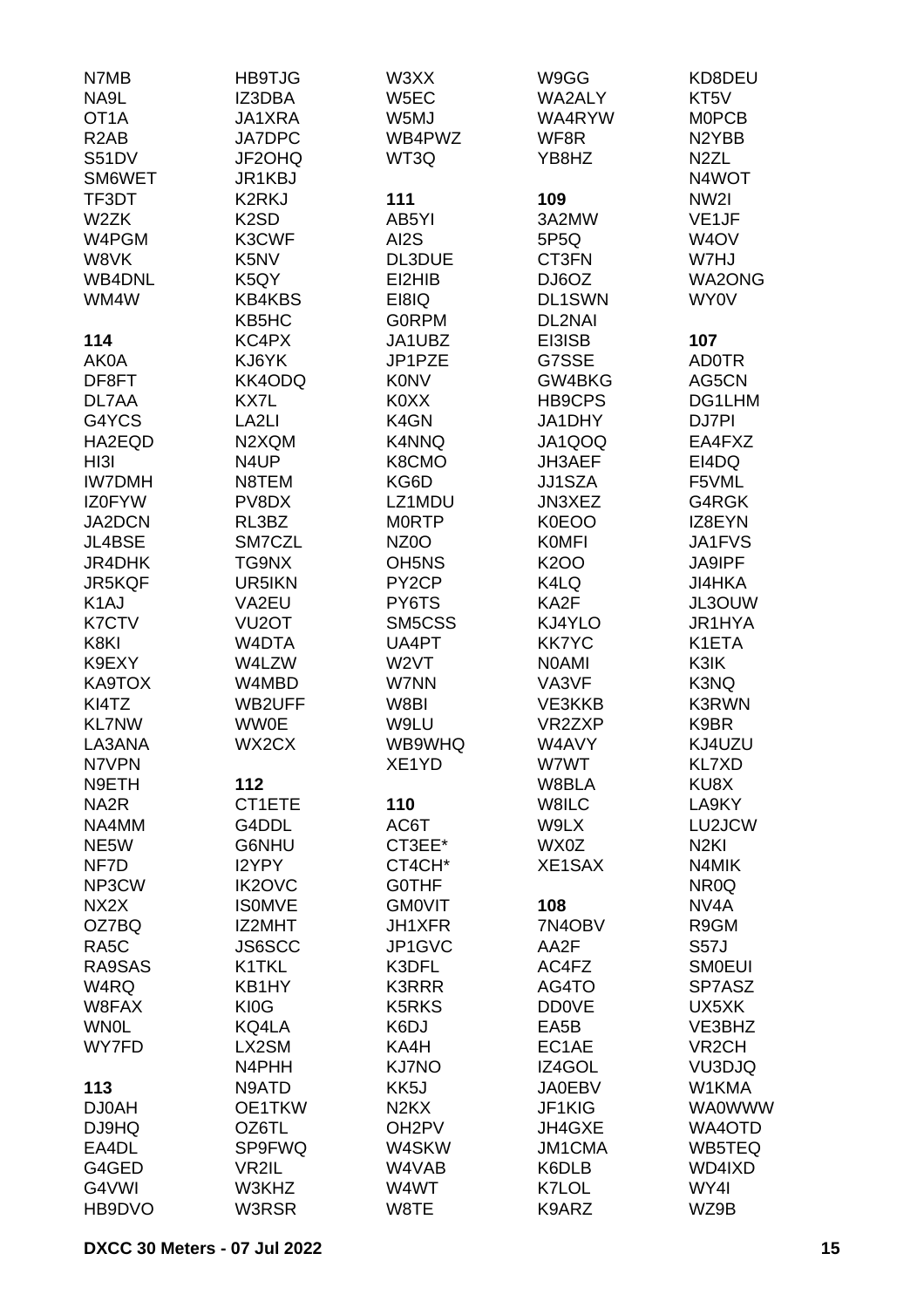N7MB
NA9L
OT1A
R2AB
S51DV
SM6WET
TF3DT
W2ZK
W4PGM
W8VK
WB4DNL
WM4W

**114**
AK0A
DF8FT
DL7AA
G4YCS
HA2EQD
HI3I
IW7DMH
IZ0FYW
JA2DCN
JL4BSE
JR4DHK
JR5KQF
K1AJ
K7CTV
K8KI
K9EXY
KA9TOX
KI4TZ
KL7NW
LA3ANA
N7VPN
N9ETH
NA2R
NA4MM
NE5W
NF7D
NP3CW
NX2X
OZ7BQ
RA5C
RA9SAS
W4RQ
W8FAX
WN0L
WY7FD

**113**
DJ0AH
DJ9HQ
EA4DL
G4GED
G4VWI
HB9DVO
HB9TJG
IZ3DBA
JA1XRA
JA7DPC
JF2OHQ
JR1KBJ
K2RKJ
K2SD
K3CWF
K5NV
K5QY
KB4KBS
KB5HC
KC4PX
KJ6YK
KK4ODQ
KX7L
LA2LI
N2XQM
N4UP
N8TEM
PV8DX
RL3BZ
SM7CZL
TG9NX
UR5IKN
VA2EU
VU2OT
W4DTA
W4LZW
W4MBD
WB2UFF
WW0E
WX2CX

**112**
CT1ETE
G4DDL
G6NHU
I2YPY
IK2OVC
IS0MVE
IZ2MHT
JS6SCC
K1TKL
KB1HY
KI0G
KQ4LA
LX2SM
N4PHH
N9ATD
OE1TKW
OZ6TL
SP9FWQ
VR2IL
W3KHZ
W3RSR
W3XX
W5EC
W5MJ
WB4PWZ
WT3Q

**111**
AB5YI
AI2S
DL3DUE
EI2HIB
EI8IQ
G0RPM
JA1UBZ
JP1PZE
K0NV
K0XX
K4GN
K4NNQ
K8CMO
KG6D
LZ1MDU
M0RTP
NZ0O
OH5NS
PY2CP
PY6TS
SM5CSS
UA4PT
W2VT
W7NN
W8BI
W9LU
WB9WHQ
XE1YD

**110**
AC6T
CT3EE*
CT4CH*
G0THF
GM0VIT
JH1XFR
JP1GVC
K3DFL
K3RRR
K5RKS
K6DJ
KA4H
KJ7NO
KK5J
N2KX
OH2PV
W4SKW
W4VAB
W4WT
W8TE
W9GG
WA2ALY
WA4RYW
WF8R
YB8HZ

**109**
3A2MW
5P5Q
CT3FN
DJ6OZ
DL1SWN
DL2NAI
EI3ISB
G7SSE
GW4BKG
HB9CPS
JA1DHY
JA1QOQ
JH3AEF
JJ1SZA
JN3XEZ
K0EOO
K0MFI
K2OO
K4LQ
KA2F
KJ4YLO
KK7YC
N0AMI
VA3VF
VE3KKB
VR2ZXP
W4AVY
W7WT
W8BLA
W8ILC
W9LX
WX0Z
XE1SAX

**108**
7N4OBV
AA2F
AC4FZ
AG4TO
DD0VE
EA5B
EC1AE
IZ4GOL
JA0EBV
JF1KIG
JH4GXE
JM1CMA
K6DLB
K7LOL
K9ARZ
KD8DEU
KT5V
M0PCB
N2YBB
N2ZL
N4WOT
NW2I
VE1JF
W4OV
W7HJ
WA2ONG
WY0V

**107**
AD0TR
AG5CN
DG1LHM
DJ7PI
EA4FXZ
EI4DQ
F5VML
G4RGK
IZ8EYN
JA1FVS
JA9IPF
JI4HKA
JL3OUW
JR1HYA
K1ETA
K3IK
K3NQ
K3RWN
K9BR
KJ4UZU
KL7XD
KU8X
LA9KY
LU2JCW
N2KI
N4MIK
NR0Q
NV4A
R9GM
S57J
SM0EUI
SP7ASZ
UX5XK
VE3BHZ
VR2CH
VU3DJQ
W1KMA
WA0WWW
WA4OTD
WB5TEQ
WD4IXD
WY4I
WZ9B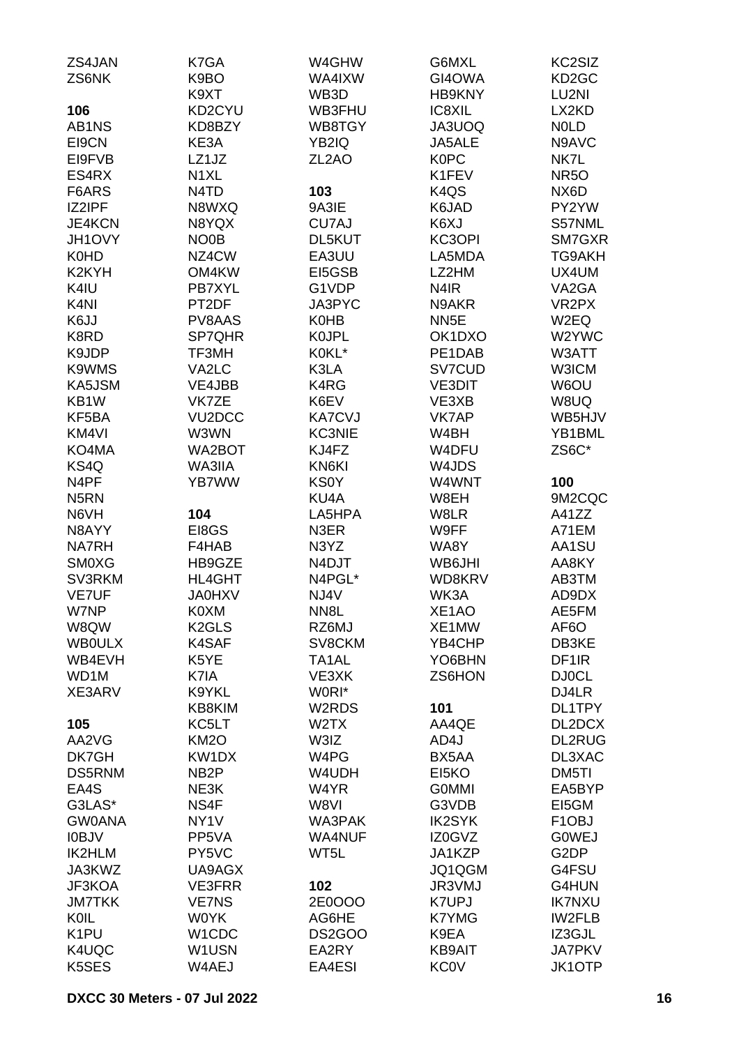ZS4JAN
ZS6NK

**106**
AB1NS
EI9CN
EI9FVB
ES4RX
F6ARS
IZ2IPF
JE4KCN
JH1OVY
K0HD
K2KYH
K4IU
K4NI
K6JJ
K8RD
K9JDP
K9WMS
KA5JSM
KB1W
KF5BA
KM4VI
KO4MA
KS4Q
N4PF
N5RN
N6VH
N8AYY
NA7RH
SM0XG
SV3RKM
VE7UF
W7NP
W8QW
WB0ULX
WB4EVH
WD1M
XE3ARV

**105**
AA2VG
DK7GH
DS5RNM
EA4S
G3LAS*
GW0ANA
I0BJV
IK2HLM
JA3KWZ
JF3KOA
JM7TKK
K0IL
K1PU
K4UQC
K5SES
K7GA
K9BO
K9XT
KD2CYU
KD8BZY
KE3A
LZ1JZ
N1XL
N4TD
N8WXQ
N8YQX
NO0B
NZ4CW
OM4KW
PB7XYL
PT2DF
PV8AAS
SP7QHR
TF3MH
VA2LC
VE4JBB
VK7ZE
VU2DCC
W3WN
WA2BOT
WA3IIA
YB7WW

**104**
EI8GS
F4HAB
HB9GZE
HL4GHT
JA0HXV
K0XM
K2GLS
K4SAF
K5YE
K7IA
K9YKL
KB8KIM
KC5LT
KM2O
KW1DX
NB2P
NE3K
NS4F
NY1V
PP5VA
PY5VC
UA9AGX
VE3FRR
VE7NS
W0YK
W1CDC
W1USN
W4AEJ
W4GHW
WA4IXW
WB3D
WB3FHU
WB8TGY
YB2IQ
ZL2AO

**103**
9A3IE
CU7AJ
DL5KUT
EA3UU
EI5GSB
G1VDP
JA3PYC
K0HB
K0JPL
K0KL*
K3LA
K4RG
K6EV
KA7CVJ
KC3NIE
KJ4FZ
KN6KI
KS0Y
KU4A
LA5HPA
N3ER
N3YZ
N4DJT
N4PGL*
NJ4V
NN8L
RZ6MJ
SV8CKM
TA1AL
VE3XK
W0RI*
W2RDS
W2TX
W3IZ
W4PG
W4UDH
W4YR
W8VI
WA3PAK
WA4NUF
WT5L

**102**
2E0OOO
AG6HE
DS2GOO
EA2RY
EA4ESI
G6MXL
GI4OWA
HB9KNY
IC8XIL
JA3UOQ
JA5ALE
K0PC
K1FEV
K4QS
K6JAD
K6XJ
KC3OPI
LA5MDA
LZ2HM
N4IR
N9AKR
NN5E
OK1DXO
PE1DAB
SV7CUD
VE3DIT
VE3XB
VK7AP
W4BH
W4DFU
W4JDS
W4WNT
W8EH
W8LR
W9FF
WA8Y
WB6JHI
WD8KRV
WK3A
XE1AO
XE1MW
YB4CHP
YO6BHN
ZS6HON

**101**
AA4QE
AD4J
BX5AA
EI5KO
G0MMI
G3VDB
IK2SYK
IZ0GVZ
JA1KZP
JQ1QGM
JR3VMJ
K7UPJ
K7YMG
K9EA
KB9AIT
KC0V
KC2SIZ
KD2GC
LU2NI
LX2KD
N0LD
N9AVC
NK7L
NR5O
NX6D
PY2YW
S57NML
SM7GXR
TG9AKH
UX4UM
VA2GA
VR2PX
W2EQ
W2YWC
W3ATT
W3ICM
W6OU
W8UQ
WB5HJV
YB1BML
ZS6C*

**100**
9M2CQC
A41ZZ
A71EM
AA1SU
AA8KY
AB3TM
AD9DX
AE5FM
AF6O
DB3KE
DF1IR
DJ0CL
DJ4LR
DL1TPY
DL2DCX
DL2RUG
DL3XAC
DM5TI
EA5BYP
EI5GM
F1OBJ
G0WEJ
G2DP
G4FSU
G4HUN
IK7NXU
IW2FLB
IZ3GJL
JA7PKV
JK1OTP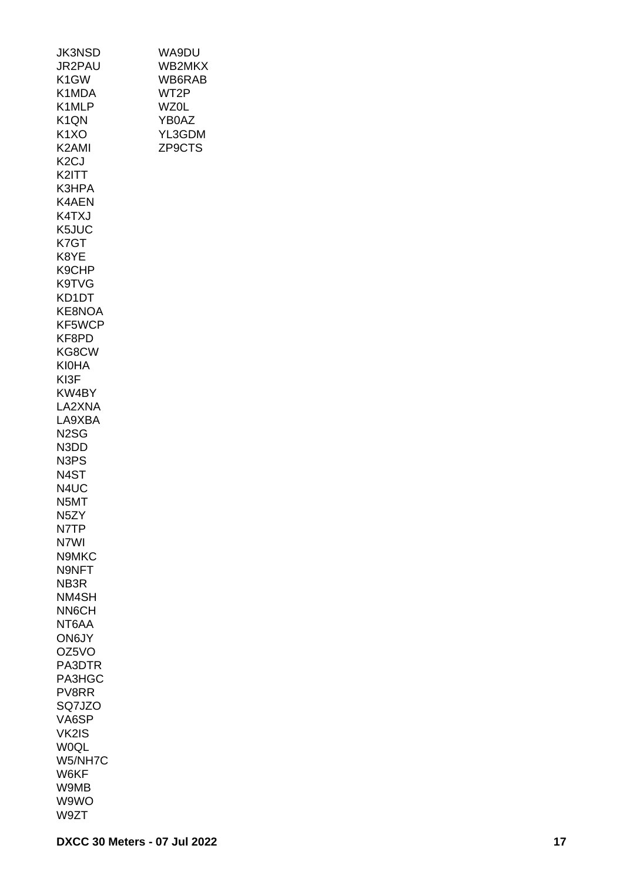JK3NSD
JR2PAU
K1GW
K1MDA
K1MLP
K1QN
K1XO
K2AMI
K2CJ
K2ITT
K3HPA
K4AEN
K4TXJ
K5JUC
K7GT
K8YE
K9CHP
K9TVG
KD1DT
KE8NOA
KF5WCP
KF8PD
KG8CW
KI0HA
KI3F
KW4BY
LA2XNA
LA9XBA
N2SG
N3DD
N3PS
N4ST
N4UC
N5MT
N5ZY
N7TP
N7WI
N9MKC
N9NFT
NB3R
NM4SH
NN6CH
NT6AA
ON6JY
OZ5VO
PA3DTR
PA3HGC
PV8RR
SQ7JZO
VA6SP
VK2IS
W0QL
W5/NH7C
W6KF
W9MB
W9WO
W9ZT
WA9DU
WB2MKX
WB6RAB
WT2P
WZ0L
YB0AZ
YL3GDM
ZP9CTS